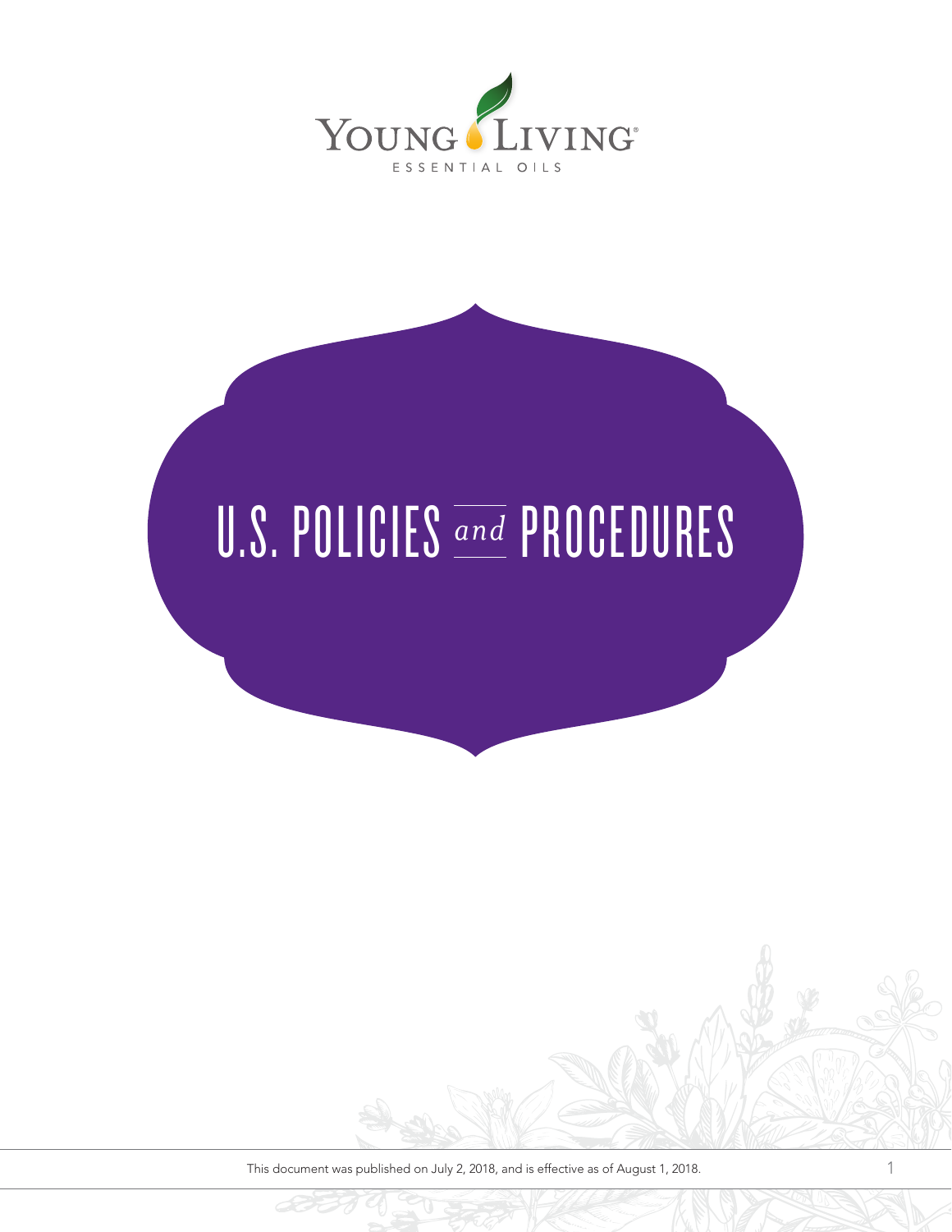YOUNG LIVING

ESSENTIAL OILS

# U.S. POLICIES *and* PROCEDURES

This document was published on July 2, 2018, and is effective as of August 1, 2018.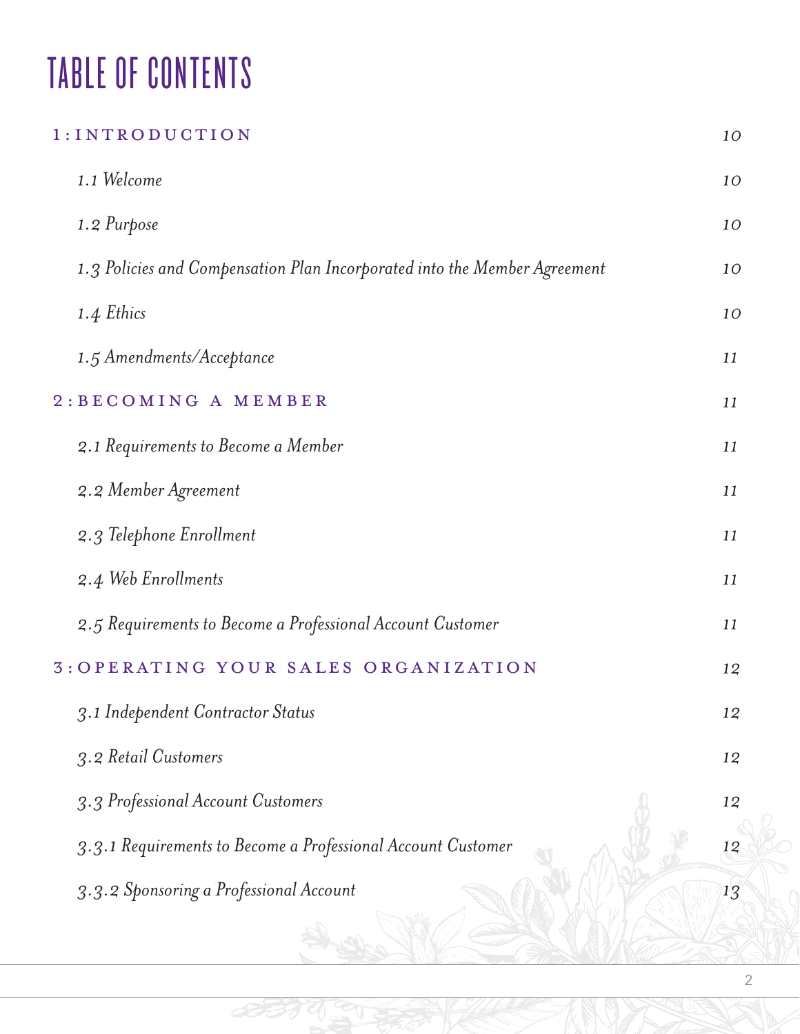# TABLE OF CONTENTS

| | |
|---|---|
| **1: INTRODUCTION** | 10 |
| *1.1 Welcome* | 10 |
| *1.2 Purpose* | 10 |
| *1.3 Policies and Compensation Plan Incorporated into the Member Agreement* | 10 |
| *1.4 Ethics* | 10 |
| *1.5 Amendments/Acceptance* | 11 |
| **2: BECOMING A MEMBER** | 11 |
| *2.1 Requirements to Become a Member* | 11 |
| *2.2 Member Agreement* | 11 |
| *2.3 Telephone Enrollment* | 11 |
| *2.4 Web Enrollments* | 11 |
| *2.5 Requirements to Become a Professional Account Customer* | 11 |
| **3: OPERATING YOUR SALES ORGANIZATION** | 12 |
| *3.1 Independent Contractor Status* | 12 |
| *3.2 Retail Customers* | 12 |
| *3.3 Professional Account Customers* | 12 |
| *3.3.1 Requirements to Become a Professional Account Customer* | 12 |
| *3.3.2 Sponsoring a Professional Account* | 13 |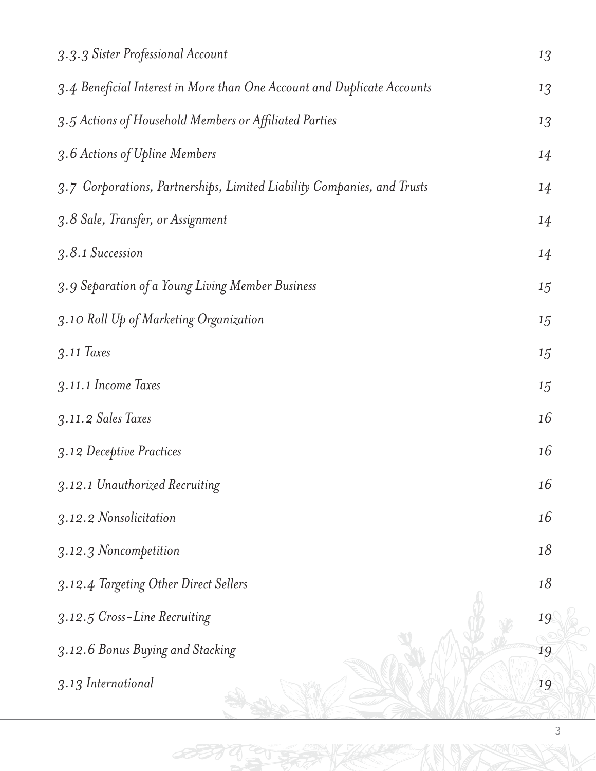| | |
|---|---|
| *3.3.3 Sister Professional Account* | *13* |
| *3.4 Beneficial Interest in More than One Account and Duplicate Accounts* | *13* |
| *3.5 Actions of Household Members or Affiliated Parties* | *13* |
| *3.6 Actions of Upline Members* | *14* |
| *3.7 Corporations, Partnerships, Limited Liability Companies, and Trusts* | *14* |
| *3.8 Sale, Transfer, or Assignment* | *14* |
| *3.8.1 Succession* | *14* |
| *3.9 Separation of a Young Living Member Business* | *15* |
| *3.10 Roll Up of Marketing Organization* | *15* |
| *3.11 Taxes* | *15* |
| *3.11.1 Income Taxes* | *15* |
| *3.11.2 Sales Taxes* | *16* |
| *3.12 Deceptive Practices* | *16* |
| *3.12.1 Unauthorized Recruiting* | *16* |
| *3.12.2 Nonsolicitation* | *16* |
| *3.12.3 Noncompetition* | *18* |
| *3.12.4 Targeting Other Direct Sellers* | *18* |
| *3.12.5 Cross-Line Recruiting* | *19* |
| *3.12.6 Bonus Buying and Stacking* | *19* |
| *3.13 International* | *19* |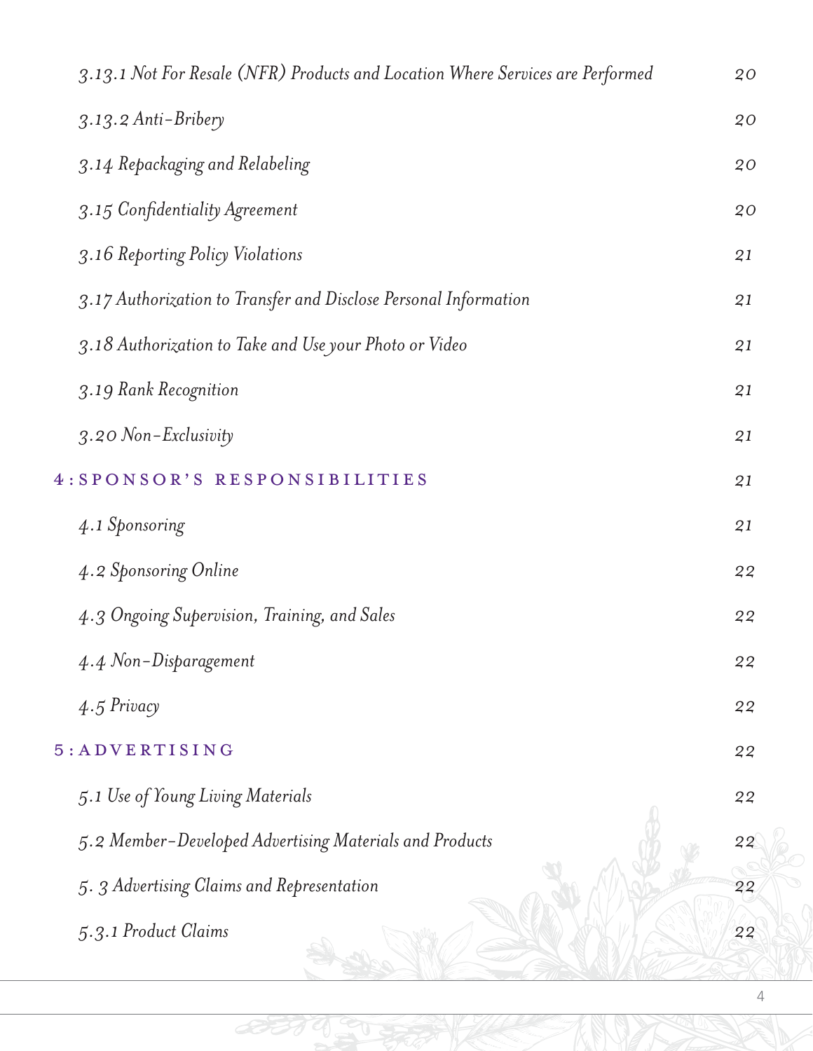*3.13.1 Not For Resale (NFR) Products and Location Where Services are Performed* 20

*3.13.2 Anti-Bribery* 20

*3.14 Repackaging and Relabeling* 20

*3.15 Confidentiality Agreement* 20

*3.16 Reporting Policy Violations* 21

*3.17 Authorization to Transfer and Disclose Personal Information* 21

*3.18 Authorization to Take and Use your Photo or Video* 21

*3.19 Rank Recognition* 21

*3.20 Non-Exclusivity* 21

4: SPONSOR'S RESPONSIBILITIES 21

*4.1 Sponsoring* 21

*4.2 Sponsoring Online* 22

*4.3 Ongoing Supervision, Training, and Sales* 22

*4.4 Non-Disparagement* 22

*4.5 Privacy* 22

5: ADVERTISING 22

*5.1 Use of Young Living Materials* 22

*5.2 Member-Developed Advertising Materials and Products* 22

*5. 3 Advertising Claims and Representation* 22

*5.3.1 Product Claims* 22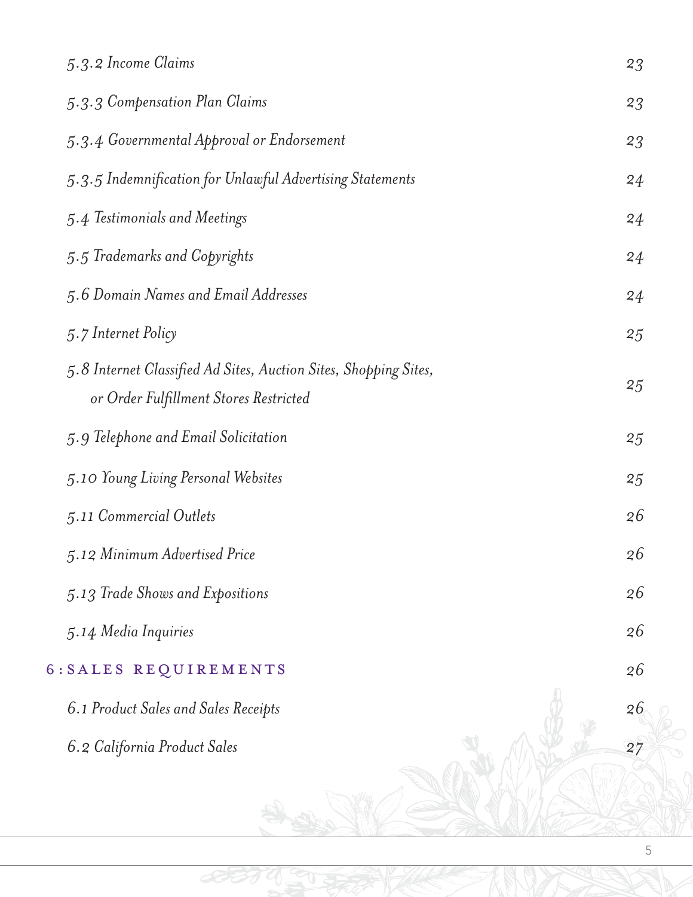| | |
|---|---|
| *5.3.2 Income Claims* | 23 |
| *5.3.3 Compensation Plan Claims* | 23 |
| *5.3.4 Governmental Approval or Endorsement* | 23 |
| *5.3.5 Indemnification for Unlawful Advertising Statements* | 24 |
| *5.4 Testimonials and Meetings* | 24 |
| *5.5 Trademarks and Copyrights* | 24 |
| *5.6 Domain Names and Email Addresses* | 24 |
| *5.7 Internet Policy* | 25 |
| *5.8 Internet Classified Ad Sites, Auction Sites, Shopping Sites, or Order Fulfillment Stores Restricted* | 25 |
| *5.9 Telephone and Email Solicitation* | 25 |
| *5.10 Young Living Personal Websites* | 25 |
| *5.11 Commercial Outlets* | 26 |
| *5.12 Minimum Advertised Price* | 26 |
| *5.13 Trade Shows and Expositions* | 26 |
| *5.14 Media Inquiries* | 26 |
| 6: SALES REQUIREMENTS | 26 |
| *6.1 Product Sales and Sales Receipts* | 26 |
| *6.2 California Product Sales* | 27 |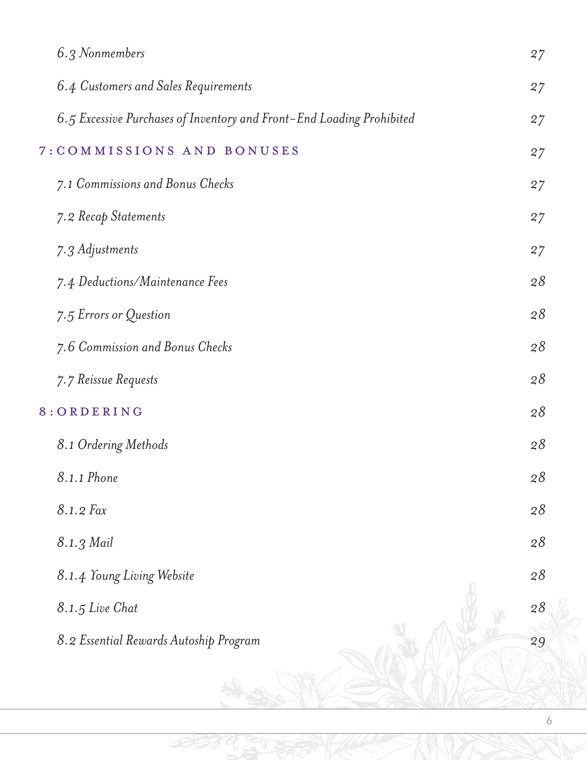| | |
|---|---|
| *6.3 Nonmembers* | 27 |
| *6.4 Customers and Sales Requirements* | 27 |
| *6.5 Excessive Purchases of Inventory and Front-End Loading Prohibited* | 27 |
| **7: COMMISSIONS AND BONUSES** | 27 |
| *7.1 Commissions and Bonus Checks* | 27 |
| *7.2 Recap Statements* | 27 |
| *7.3 Adjustments* | 27 |
| *7.4 Deductions/Maintenance Fees* | 28 |
| *7.5 Errors or Question* | 28 |
| *7.6 Commission and Bonus Checks* | 28 |
| *7.7 Reissue Requests* | 28 |
| **8: ORDERING** | 28 |
| *8.1 Ordering Methods* | 28 |
| *8.1.1 Phone* | 28 |
| *8.1.2 Fax* | 28 |
| *8.1.3 Mail* | 28 |
| *8.1.4 Young Living Website* | 28 |
| *8.1.5 Live Chat* | 28 |
| *8.2 Essential Rewards Autoship Program* | 29 |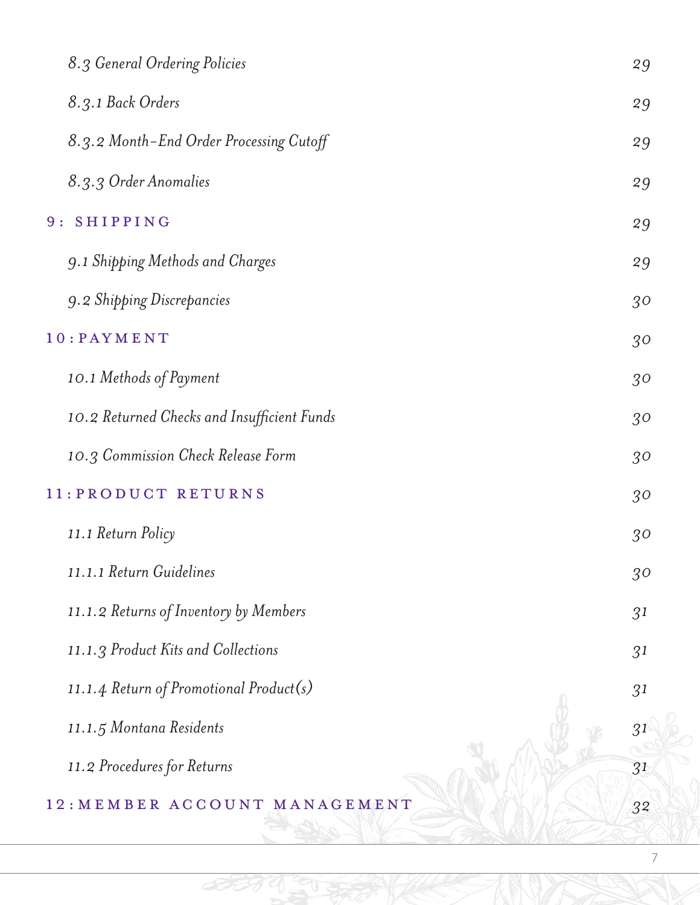*8.3 General Ordering Policies* 29

*8.3.1 Back Orders* 29

*8.3.2 Month-End Order Processing Cutoff* 29

*8.3.3 Order Anomalies* 29

9: SHIPPING 29

*9.1 Shipping Methods and Charges* 29

*9.2 Shipping Discrepancies* 30

10: PAYMENT 30

*10.1 Methods of Payment* 30

*10.2 Returned Checks and Insufficient Funds* 30

*10.3 Commission Check Release Form* 30

11: PRODUCT RETURNS 30

*11.1 Return Policy* 30

*11.1.1 Return Guidelines* 30

*11.1.2 Returns of Inventory by Members* 31

*11.1.3 Product Kits and Collections* 31

*11.1.4 Return of Promotional Product(s)* 31

*11.1.5 Montana Residents* 31

*11.2 Procedures for Returns* 31

12: MEMBER ACCOUNT MANAGEMENT 32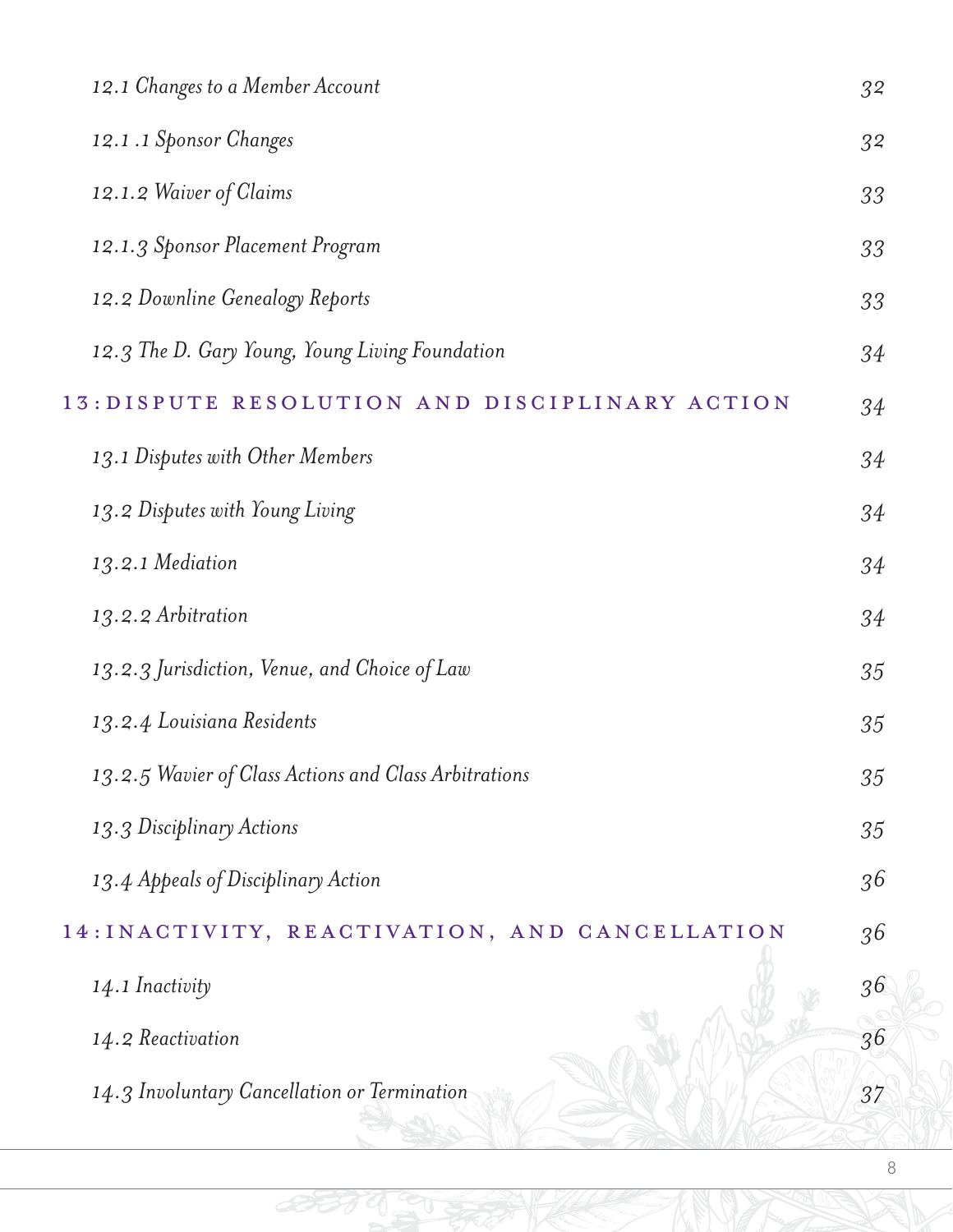*12.1 Changes to a Member Account* 32

*12.1 .1 Sponsor Changes* 32

*12.1.2 Waiver of Claims* 33

*12.1.3 Sponsor Placement Program* 33

*12.2 Downline Genealogy Reports* 33

*12.3 The D. Gary Young, Young Living Foundation* 34

13: DISPUTE RESOLUTION AND DISCIPLINARY ACTION 34

*13.1 Disputes with Other Members* 34

*13.2 Disputes with Young Living* 34

*13.2.1 Mediation* 34

*13.2.2 Arbitration* 34

*13.2.3 Jurisdiction, Venue, and Choice of Law* 35

*13.2.4 Louisiana Residents* 35

*13.2.5 Wavier of Class Actions and Class Arbitrations* 35

*13.3 Disciplinary Actions* 35

*13.4 Appeals of Disciplinary Action* 36

14: INACTIVITY, REACTIVATION, AND CANCELLATION 36

*14.1 Inactivity* 36

*14.2 Reactivation* 36

*14.3 Involuntary Cancellation or Termination* 37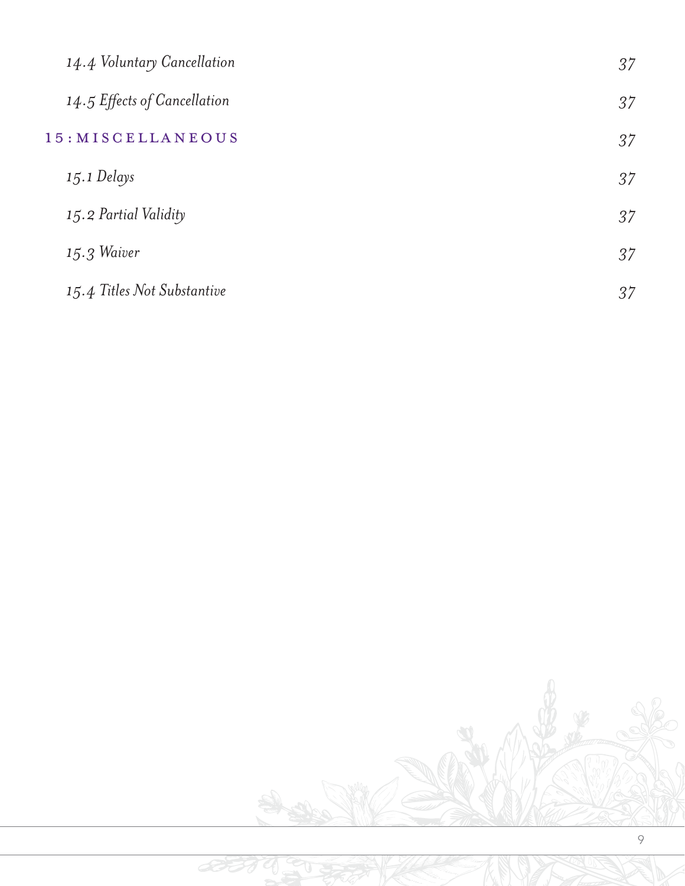*14.4 Voluntary Cancellation* 37

*14.5 Effects of Cancellation* 37

15: MISCELLANEOUS 37

*15.1 Delays* 37

*15.2 Partial Validity* 37

*15.3 Waiver* 37

*15.4 Titles Not Substantive* 37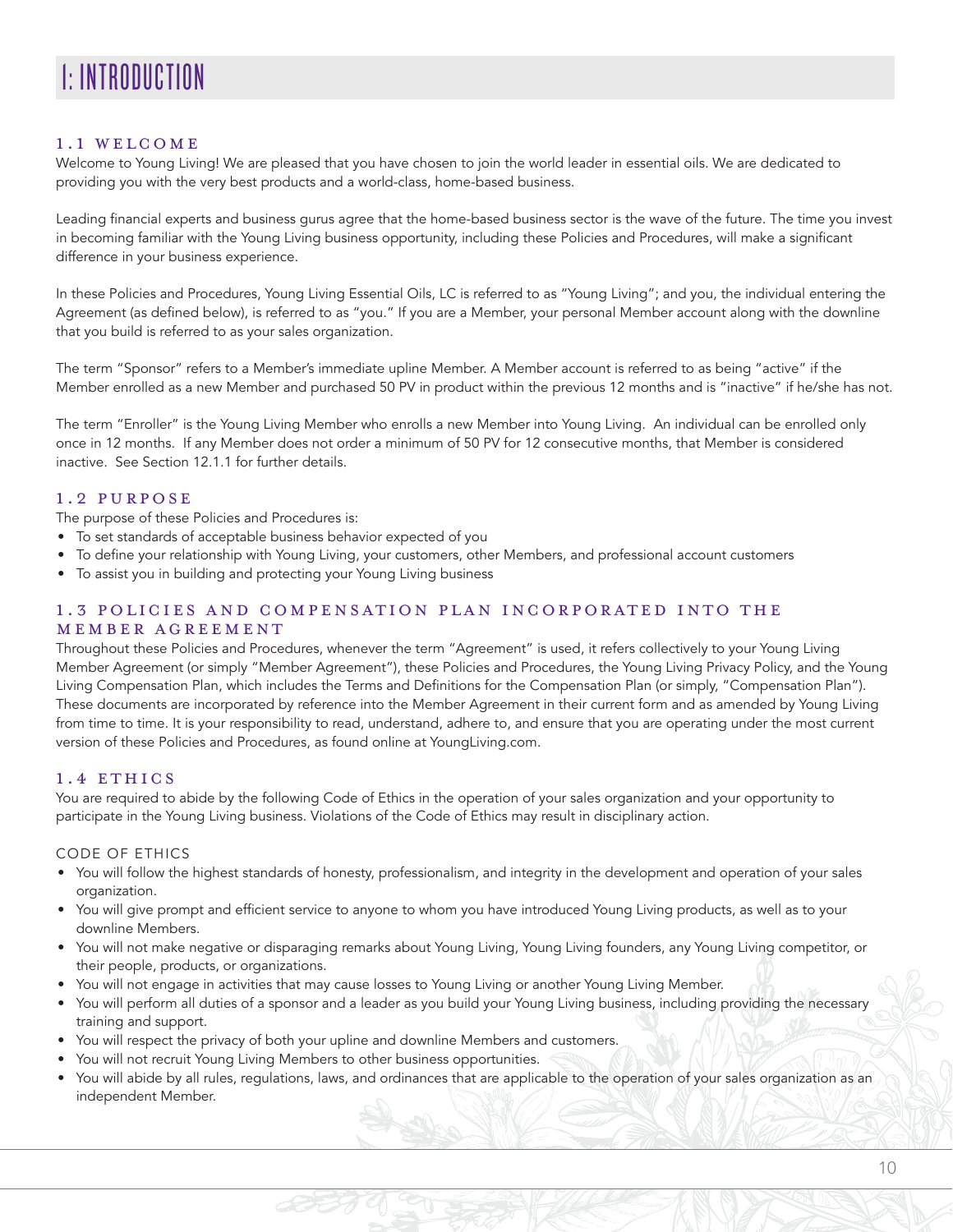# 1: INTRODUCTION

## 1.1 WELCOME

Welcome to Young Living! We are pleased that you have chosen to join the world leader in essential oils. We are dedicated to providing you with the very best products and a world-class, home-based business.

Leading financial experts and business gurus agree that the home-based business sector is the wave of the future. The time you invest in becoming familiar with the Young Living business opportunity, including these Policies and Procedures, will make a significant difference in your business experience.

In these Policies and Procedures, Young Living Essential Oils, LC is referred to as "Young Living"; and you, the individual entering the Agreement (as defined below), is referred to as "you." If you are a Member, your personal Member account along with the downline that you build is referred to as your sales organization.

The term "Sponsor" refers to a Member's immediate upline Member. A Member account is referred to as being "active" if the Member enrolled as a new Member and purchased 50 PV in product within the previous 12 months and is "inactive" if he/she has not.

The term "Enroller" is the Young Living Member who enrolls a new Member into Young Living. An individual can be enrolled only once in 12 months. If any Member does not order a minimum of 50 PV for 12 consecutive months, that Member is considered inactive. See Section 12.1.1 for further details.

## 1.2 PURPOSE

The purpose of these Policies and Procedures is:

- To set standards of acceptable business behavior expected of you
- To define your relationship with Young Living, your customers, other Members, and professional account customers
- To assist you in building and protecting your Young Living business

## 1.3 POLICIES AND COMPENSATION PLAN INCORPORATED INTO THE MEMBER AGREEMENT

Throughout these Policies and Procedures, whenever the term "Agreement" is used, it refers collectively to your Young Living Member Agreement (or simply "Member Agreement"), these Policies and Procedures, the Young Living Privacy Policy, and the Young Living Compensation Plan, which includes the Terms and Definitions for the Compensation Plan (or simply, "Compensation Plan"). These documents are incorporated by reference into the Member Agreement in their current form and as amended by Young Living from time to time. It is your responsibility to read, understand, adhere to, and ensure that you are operating under the most current version of these Policies and Procedures, as found online at YoungLiving.com.

## 1.4 ETHICS

You are required to abide by the following Code of Ethics in the operation of your sales organization and your opportunity to participate in the Young Living business. Violations of the Code of Ethics may result in disciplinary action.

CODE OF ETHICS

- You will follow the highest standards of honesty, professionalism, and integrity in the development and operation of your sales organization.
- You will give prompt and efficient service to anyone to whom you have introduced Young Living products, as well as to your downline Members.
- You will not make negative or disparaging remarks about Young Living, Young Living founders, any Young Living competitor, or their people, products, or organizations.
- You will not engage in activities that may cause losses to Young Living or another Young Living Member.
- You will perform all duties of a sponsor and a leader as you build your Young Living business, including providing the necessary training and support.
- You will respect the privacy of both your upline and downline Members and customers.
- You will not recruit Young Living Members to other business opportunities.
- You will abide by all rules, regulations, laws, and ordinances that are applicable to the operation of your sales organization as an independent Member.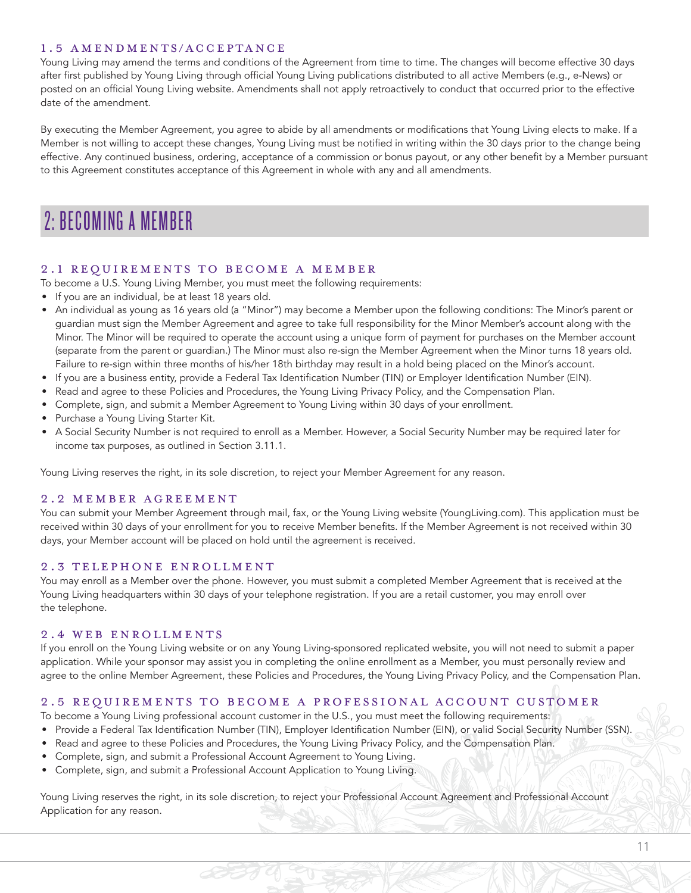### 1.5 AMENDMENTS/ACCEPTANCE

Young Living may amend the terms and conditions of the Agreement from time to time. The changes will become effective 30 days after first published by Young Living through official Young Living publications distributed to all active Members (e.g., e-News) or posted on an official Young Living website. Amendments shall not apply retroactively to conduct that occurred prior to the effective date of the amendment.

By executing the Member Agreement, you agree to abide by all amendments or modifications that Young Living elects to make. If a Member is not willing to accept these changes, Young Living must be notified in writing within the 30 days prior to the change being effective. Any continued business, ordering, acceptance of a commission or bonus payout, or any other benefit by a Member pursuant to this Agreement constitutes acceptance of this Agreement in whole with any and all amendments.

## 2: BECOMING A MEMBER

### 2.1 REQUIREMENTS TO BECOME A MEMBER

To become a U.S. Young Living Member, you must meet the following requirements:

- If you are an individual, be at least 18 years old.
- An individual as young as 16 years old (a "Minor") may become a Member upon the following conditions: The Minor's parent or guardian must sign the Member Agreement and agree to take full responsibility for the Minor Member's account along with the Minor. The Minor will be required to operate the account using a unique form of payment for purchases on the Member account (separate from the parent or guardian.) The Minor must also re-sign the Member Agreement when the Minor turns 18 years old. Failure to re-sign within three months of his/her 18th birthday may result in a hold being placed on the Minor's account.
- If you are a business entity, provide a Federal Tax Identification Number (TIN) or Employer Identification Number (EIN).
- Read and agree to these Policies and Procedures, the Young Living Privacy Policy, and the Compensation Plan.
- Complete, sign, and submit a Member Agreement to Young Living within 30 days of your enrollment.
- Purchase a Young Living Starter Kit.
- A Social Security Number is not required to enroll as a Member. However, a Social Security Number may be required later for income tax purposes, as outlined in Section 3.11.1.

Young Living reserves the right, in its sole discretion, to reject your Member Agreement for any reason.

### 2.2 MEMBER AGREEMENT

You can submit your Member Agreement through mail, fax, or the Young Living website (YoungLiving.com). This application must be received within 30 days of your enrollment for you to receive Member benefits. If the Member Agreement is not received within 30 days, your Member account will be placed on hold until the agreement is received.

### 2.3 TELEPHONE ENROLLMENT

You may enroll as a Member over the phone. However, you must submit a completed Member Agreement that is received at the Young Living headquarters within 30 days of your telephone registration. If you are a retail customer, you may enroll over the telephone.

### 2.4 WEB ENROLLMENTS

If you enroll on the Young Living website or on any Young Living-sponsored replicated website, you will not need to submit a paper application. While your sponsor may assist you in completing the online enrollment as a Member, you must personally review and agree to the online Member Agreement, these Policies and Procedures, the Young Living Privacy Policy, and the Compensation Plan.

### 2.5 REQUIREMENTS TO BECOME A PROFESSIONAL ACCOUNT CUSTOMER

To become a Young Living professional account customer in the U.S., you must meet the following requirements:

- Provide a Federal Tax Identification Number (TIN), Employer Identification Number (EIN), or valid Social Security Number (SSN).
- Read and agree to these Policies and Procedures, the Young Living Privacy Policy, and the Compensation Plan.
- Complete, sign, and submit a Professional Account Agreement to Young Living.
- Complete, sign, and submit a Professional Account Application to Young Living.

Young Living reserves the right, in its sole discretion, to reject your Professional Account Agreement and Professional Account Application for any reason.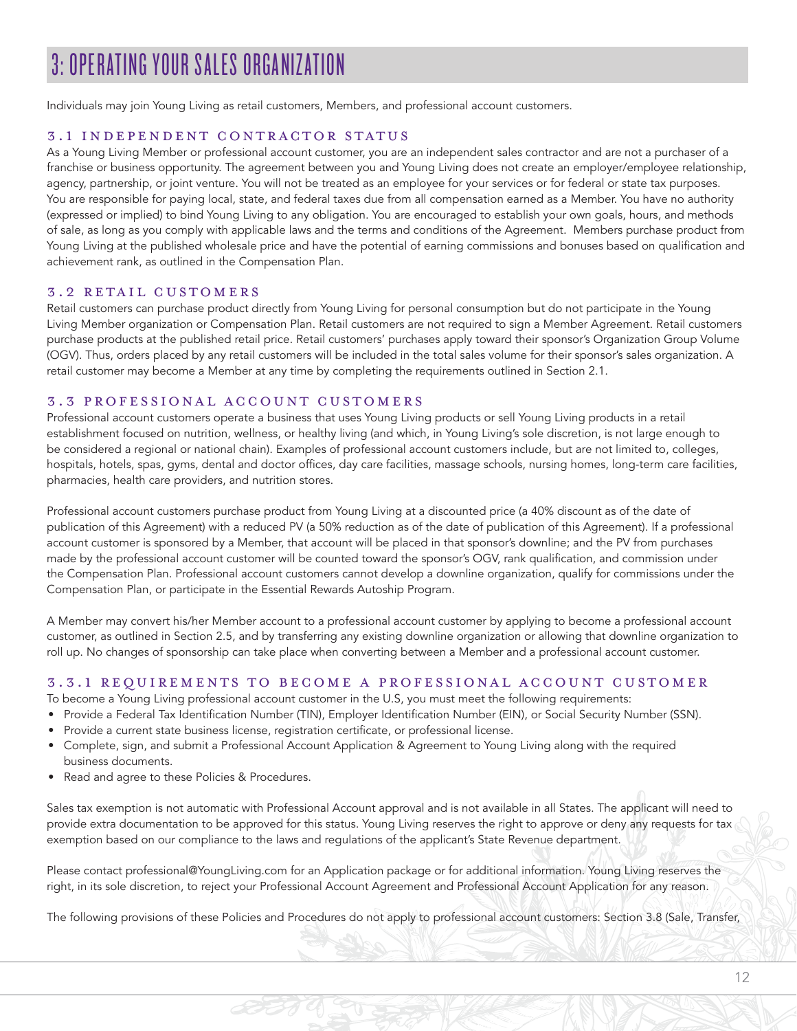# 3: OPERATING YOUR SALES ORGANIZATION

Individuals may join Young Living as retail customers, Members, and professional account customers.

## 3.1 INDEPENDENT CONTRACTOR STATUS

As a Young Living Member or professional account customer, you are an independent sales contractor and are not a purchaser of a franchise or business opportunity. The agreement between you and Young Living does not create an employer/employee relationship, agency, partnership, or joint venture. You will not be treated as an employee for your services or for federal or state tax purposes. You are responsible for paying local, state, and federal taxes due from all compensation earned as a Member. You have no authority (expressed or implied) to bind Young Living to any obligation. You are encouraged to establish your own goals, hours, and methods of sale, as long as you comply with applicable laws and the terms and conditions of the Agreement. Members purchase product from Young Living at the published wholesale price and have the potential of earning commissions and bonuses based on qualification and achievement rank, as outlined in the Compensation Plan.

## 3.2 RETAIL CUSTOMERS

Retail customers can purchase product directly from Young Living for personal consumption but do not participate in the Young Living Member organization or Compensation Plan. Retail customers are not required to sign a Member Agreement. Retail customers purchase products at the published retail price. Retail customers' purchases apply toward their sponsor's Organization Group Volume (OGV). Thus, orders placed by any retail customers will be included in the total sales volume for their sponsor's sales organization. A retail customer may become a Member at any time by completing the requirements outlined in Section 2.1.

## 3.3 PROFESSIONAL ACCOUNT CUSTOMERS

Professional account customers operate a business that uses Young Living products or sell Young Living products in a retail establishment focused on nutrition, wellness, or healthy living (and which, in Young Living's sole discretion, is not large enough to be considered a regional or national chain). Examples of professional account customers include, but are not limited to, colleges, hospitals, hotels, spas, gyms, dental and doctor offices, day care facilities, massage schools, nursing homes, long-term care facilities, pharmacies, health care providers, and nutrition stores.

Professional account customers purchase product from Young Living at a discounted price (a 40% discount as of the date of publication of this Agreement) with a reduced PV (a 50% reduction as of the date of publication of this Agreement). If a professional account customer is sponsored by a Member, that account will be placed in that sponsor's downline; and the PV from purchases made by the professional account customer will be counted toward the sponsor's OGV, rank qualification, and commission under the Compensation Plan. Professional account customers cannot develop a downline organization, qualify for commissions under the Compensation Plan, or participate in the Essential Rewards Autoship Program.

A Member may convert his/her Member account to a professional account customer by applying to become a professional account customer, as outlined in Section 2.5, and by transferring any existing downline organization or allowing that downline organization to roll up. No changes of sponsorship can take place when converting between a Member and a professional account customer.

### 3.3.1 REQUIREMENTS TO BECOME A PROFESSIONAL ACCOUNT CUSTOMER

To become a Young Living professional account customer in the U.S, you must meet the following requirements:

- Provide a Federal Tax Identification Number (TIN), Employer Identification Number (EIN), or Social Security Number (SSN).
- Provide a current state business license, registration certificate, or professional license.
- Complete, sign, and submit a Professional Account Application & Agreement to Young Living along with the required business documents.
- Read and agree to these Policies & Procedures.

Sales tax exemption is not automatic with Professional Account approval and is not available in all States. The applicant will need to provide extra documentation to be approved for this status. Young Living reserves the right to approve or deny any requests for tax exemption based on our compliance to the laws and regulations of the applicant's State Revenue department.

Please contact professional@YoungLiving.com for an Application package or for additional information. Young Living reserves the right, in its sole discretion, to reject your Professional Account Agreement and Professional Account Application for any reason.

The following provisions of these Policies and Procedures do not apply to professional account customers: Section 3.8 (Sale, Transfer,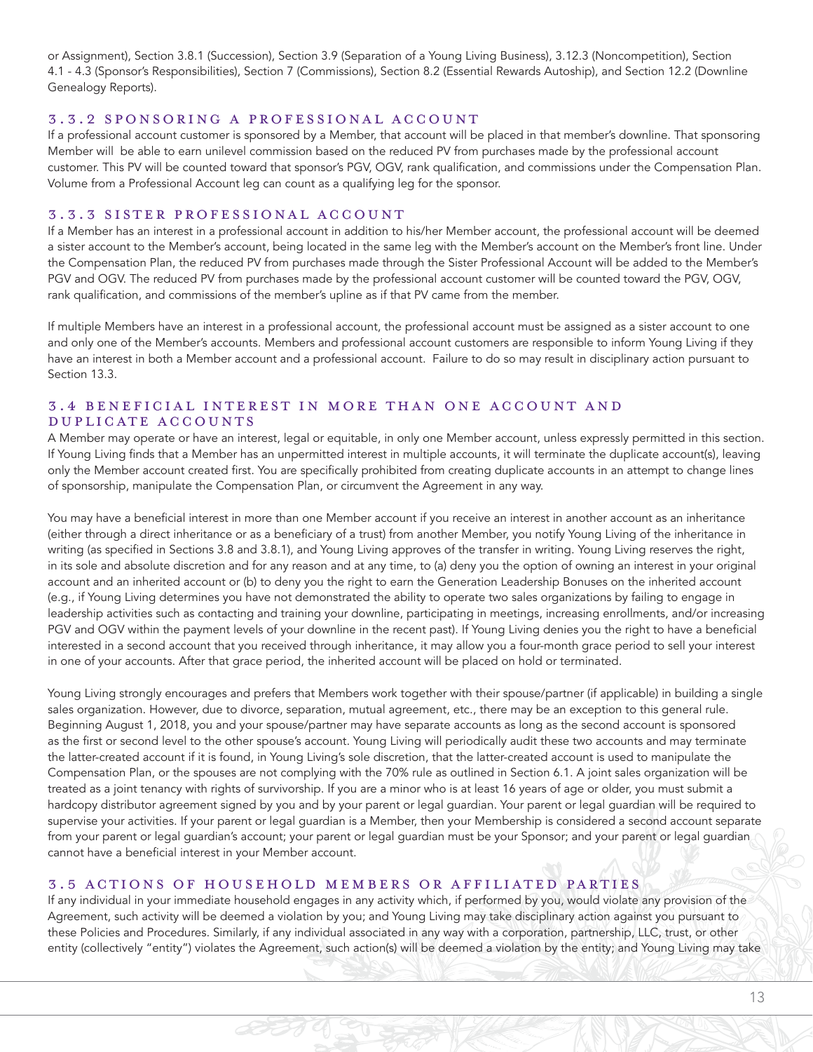or Assignment), Section 3.8.1 (Succession), Section 3.9 (Separation of a Young Living Business), 3.12.3 (Noncompetition), Section 4.1 - 4.3 (Sponsor's Responsibilities), Section 7 (Commissions), Section 8.2 (Essential Rewards Autoship), and Section 12.2 (Downline Genealogy Reports).

### 3.3.2 SPONSORING A PROFESSIONAL ACCOUNT

If a professional account customer is sponsored by a Member, that account will be placed in that member's downline. That sponsoring Member will be able to earn unilevel commission based on the reduced PV from purchases made by the professional account customer. This PV will be counted toward that sponsor's PGV, OGV, rank qualification, and commissions under the Compensation Plan. Volume from a Professional Account leg can count as a qualifying leg for the sponsor.

### 3.3.3 SISTER PROFESSIONAL ACCOUNT

If a Member has an interest in a professional account in addition to his/her Member account, the professional account will be deemed a sister account to the Member's account, being located in the same leg with the Member's account on the Member's front line. Under the Compensation Plan, the reduced PV from purchases made through the Sister Professional Account will be added to the Member's PGV and OGV. The reduced PV from purchases made by the professional account customer will be counted toward the PGV, OGV, rank qualification, and commissions of the member's upline as if that PV came from the member.

If multiple Members have an interest in a professional account, the professional account must be assigned as a sister account to one and only one of the Member's accounts. Members and professional account customers are responsible to inform Young Living if they have an interest in both a Member account and a professional account. Failure to do so may result in disciplinary action pursuant to Section 13.3.

## 3.4 BENEFICIAL INTEREST IN MORE THAN ONE ACCOUNT AND DUPLICATE ACCOUNTS

A Member may operate or have an interest, legal or equitable, in only one Member account, unless expressly permitted in this section. If Young Living finds that a Member has an unpermitted interest in multiple accounts, it will terminate the duplicate account(s), leaving only the Member account created first. You are specifically prohibited from creating duplicate accounts in an attempt to change lines of sponsorship, manipulate the Compensation Plan, or circumvent the Agreement in any way.

You may have a beneficial interest in more than one Member account if you receive an interest in another account as an inheritance (either through a direct inheritance or as a beneficiary of a trust) from another Member, you notify Young Living of the inheritance in writing (as specified in Sections 3.8 and 3.8.1), and Young Living approves of the transfer in writing. Young Living reserves the right, in its sole and absolute discretion and for any reason and at any time, to (a) deny you the option of owning an interest in your original account and an inherited account or (b) to deny you the right to earn the Generation Leadership Bonuses on the inherited account (e.g., if Young Living determines you have not demonstrated the ability to operate two sales organizations by failing to engage in leadership activities such as contacting and training your downline, participating in meetings, increasing enrollments, and/or increasing PGV and OGV within the payment levels of your downline in the recent past). If Young Living denies you the right to have a beneficial interested in a second account that you received through inheritance, it may allow you a four-month grace period to sell your interest in one of your accounts. After that grace period, the inherited account will be placed on hold or terminated.

Young Living strongly encourages and prefers that Members work together with their spouse/partner (if applicable) in building a single sales organization. However, due to divorce, separation, mutual agreement, etc., there may be an exception to this general rule. Beginning August 1, 2018, you and your spouse/partner may have separate accounts as long as the second account is sponsored as the first or second level to the other spouse's account. Young Living will periodically audit these two accounts and may terminate the latter-created account if it is found, in Young Living's sole discretion, that the latter-created account is used to manipulate the Compensation Plan, or the spouses are not complying with the 70% rule as outlined in Section 6.1. A joint sales organization will be treated as a joint tenancy with rights of survivorship. If you are a minor who is at least 16 years of age or older, you must submit a hardcopy distributor agreement signed by you and by your parent or legal guardian. Your parent or legal guardian will be required to supervise your activities. If your parent or legal guardian is a Member, then your Membership is considered a second account separate from your parent or legal guardian's account; your parent or legal guardian must be your Sponsor; and your parent or legal guardian cannot have a beneficial interest in your Member account.

## 3.5 ACTIONS OF HOUSEHOLD MEMBERS OR AFFILIATED PARTIES

If any individual in your immediate household engages in any activity which, if performed by you, would violate any provision of the Agreement, such activity will be deemed a violation by you; and Young Living may take disciplinary action against you pursuant to these Policies and Procedures. Similarly, if any individual associated in any way with a corporation, partnership, LLC, trust, or other entity (collectively "entity") violates the Agreement, such action(s) will be deemed a violation by the entity; and Young Living may take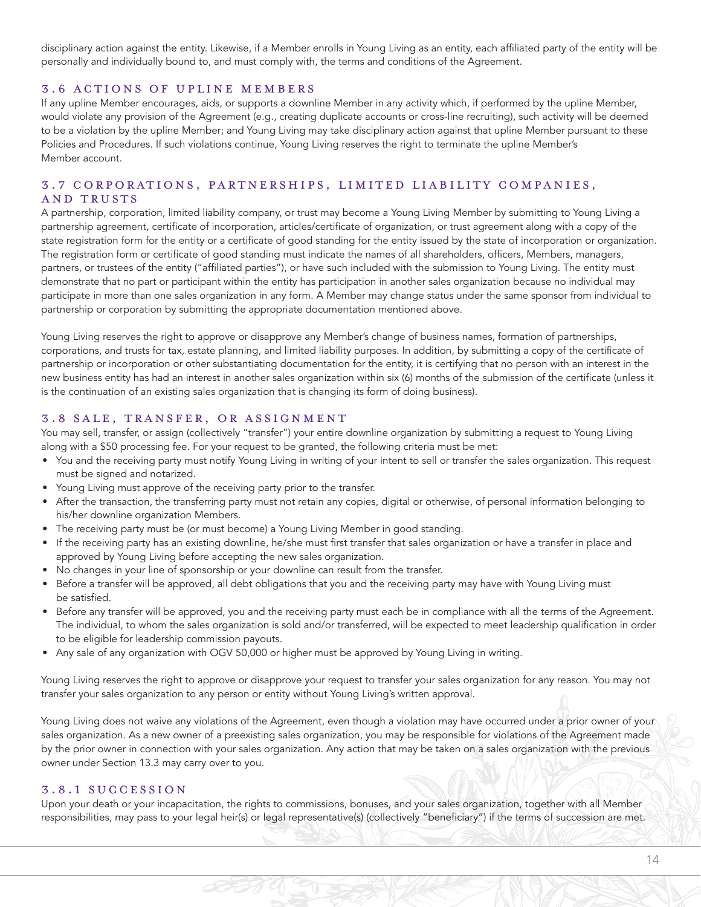disciplinary action against the entity. Likewise, if a Member enrolls in Young Living as an entity, each affiliated party of the entity will be personally and individually bound to, and must comply with, the terms and conditions of the Agreement.

## 3.6 ACTIONS OF UPLINE MEMBERS

If any upline Member encourages, aids, or supports a downline Member in any activity which, if performed by the upline Member, would violate any provision of the Agreement (e.g., creating duplicate accounts or cross-line recruiting), such activity will be deemed to be a violation by the upline Member; and Young Living may take disciplinary action against that upline Member pursuant to these Policies and Procedures. If such violations continue, Young Living reserves the right to terminate the upline Member's Member account.

## 3.7 CORPORATIONS, PARTNERSHIPS, LIMITED LIABILITY COMPANIES, AND TRUSTS

A partnership, corporation, limited liability company, or trust may become a Young Living Member by submitting to Young Living a partnership agreement, certificate of incorporation, articles/certificate of organization, or trust agreement along with a copy of the state registration form for the entity or a certificate of good standing for the entity issued by the state of incorporation or organization. The registration form or certificate of good standing must indicate the names of all shareholders, officers, Members, managers, partners, or trustees of the entity ("affiliated parties"), or have such included with the submission to Young Living. The entity must demonstrate that no part or participant within the entity has participation in another sales organization because no individual may participate in more than one sales organization in any form. A Member may change status under the same sponsor from individual to partnership or corporation by submitting the appropriate documentation mentioned above.

Young Living reserves the right to approve or disapprove any Member's change of business names, formation of partnerships, corporations, and trusts for tax, estate planning, and limited liability purposes. In addition, by submitting a copy of the certificate of partnership or incorporation or other substantiating documentation for the entity, it is certifying that no person with an interest in the new business entity has had an interest in another sales organization within six (6) months of the submission of the certificate (unless it is the continuation of an existing sales organization that is changing its form of doing business).

## 3.8 SALE, TRANSFER, OR ASSIGNMENT

You may sell, transfer, or assign (collectively "transfer") your entire downline organization by submitting a request to Young Living along with a $50 processing fee. For your request to be granted, the following criteria must be met:

- You and the receiving party must notify Young Living in writing of your intent to sell or transfer the sales organization. This request must be signed and notarized.
- Young Living must approve of the receiving party prior to the transfer.
- After the transaction, the transferring party must not retain any copies, digital or otherwise, of personal information belonging to his/her downline organization Members.
- The receiving party must be (or must become) a Young Living Member in good standing.
- If the receiving party has an existing downline, he/she must first transfer that sales organization or have a transfer in place and approved by Young Living before accepting the new sales organization.
- No changes in your line of sponsorship or your downline can result from the transfer.
- Before a transfer will be approved, all debt obligations that you and the receiving party may have with Young Living must be satisfied.
- Before any transfer will be approved, you and the receiving party must each be in compliance with all the terms of the Agreement. The individual, to whom the sales organization is sold and/or transferred, will be expected to meet leadership qualification in order to be eligible for leadership commission payouts.
- Any sale of any organization with OGV 50,000 or higher must be approved by Young Living in writing.

Young Living reserves the right to approve or disapprove your request to transfer your sales organization for any reason. You may not transfer your sales organization to any person or entity without Young Living's written approval.

Young Living does not waive any violations of the Agreement, even though a violation may have occurred under a prior owner of your sales organization. As a new owner of a preexisting sales organization, you may be responsible for violations of the Agreement made by the prior owner in connection with your sales organization. Any action that may be taken on a sales organization with the previous owner under Section 13.3 may carry over to you.

### 3.8.1 SUCCESSION

Upon your death or your incapacitation, the rights to commissions, bonuses, and your sales organization, together with all Member responsibilities, may pass to your legal heir(s) or legal representative(s) (collectively "beneficiary") if the terms of succession are met.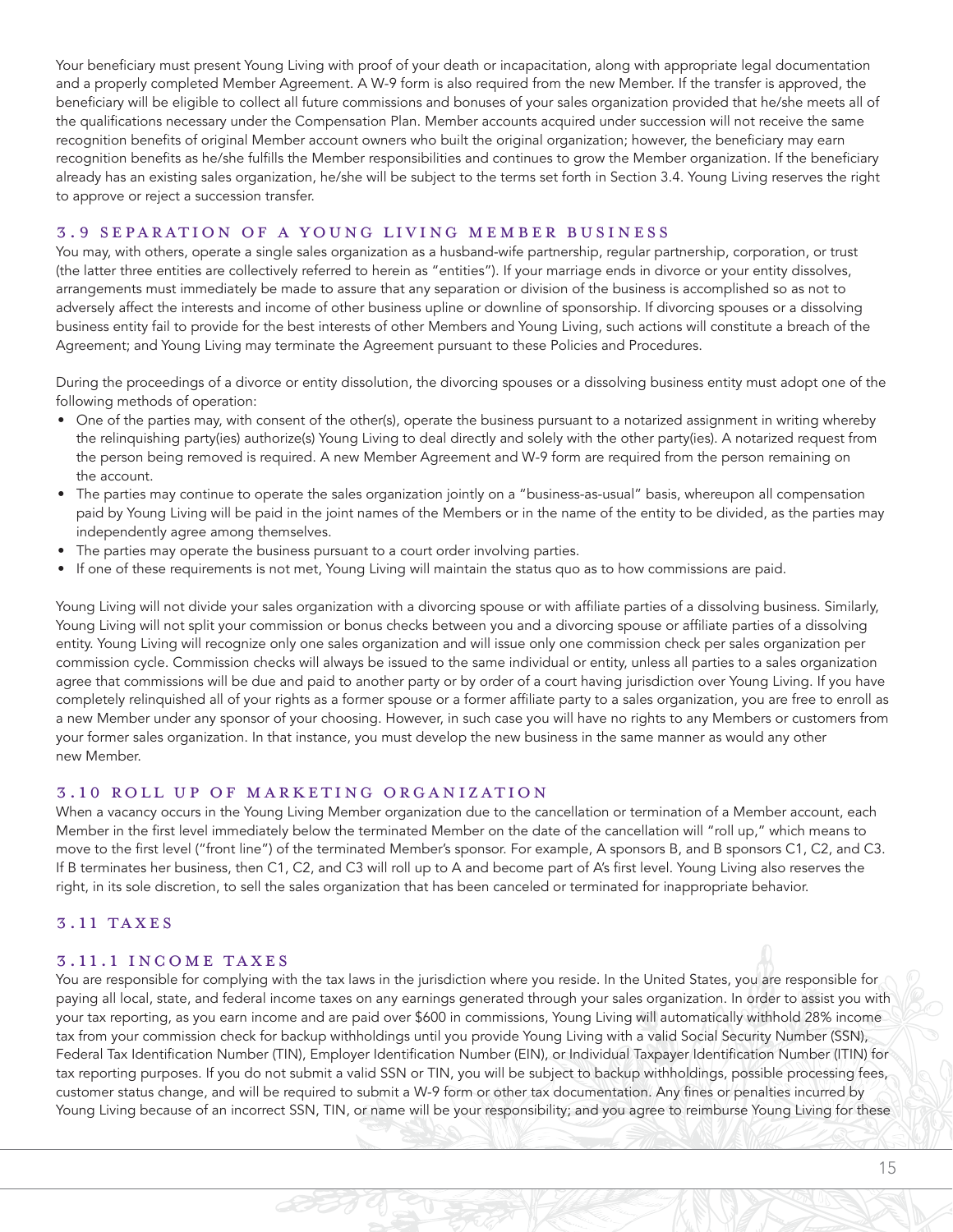Your beneficiary must present Young Living with proof of your death or incapacitation, along with appropriate legal documentation and a properly completed Member Agreement. A W-9 form is also required from the new Member. If the transfer is approved, the beneficiary will be eligible to collect all future commissions and bonuses of your sales organization provided that he/she meets all of the qualifications necessary under the Compensation Plan. Member accounts acquired under succession will not receive the same recognition benefits of original Member account owners who built the original organization; however, the beneficiary may earn recognition benefits as he/she fulfills the Member responsibilities and continues to grow the Member organization. If the beneficiary already has an existing sales organization, he/she will be subject to the terms set forth in Section 3.4. Young Living reserves the right to approve or reject a succession transfer.

## 3.9 SEPARATION OF A YOUNG LIVING MEMBER BUSINESS

You may, with others, operate a single sales organization as a husband-wife partnership, regular partnership, corporation, or trust (the latter three entities are collectively referred to herein as "entities"). If your marriage ends in divorce or your entity dissolves, arrangements must immediately be made to assure that any separation or division of the business is accomplished so as not to adversely affect the interests and income of other business upline or downline of sponsorship. If divorcing spouses or a dissolving business entity fail to provide for the best interests of other Members and Young Living, such actions will constitute a breach of the Agreement; and Young Living may terminate the Agreement pursuant to these Policies and Procedures.

During the proceedings of a divorce or entity dissolution, the divorcing spouses or a dissolving business entity must adopt one of the following methods of operation:

- One of the parties may, with consent of the other(s), operate the business pursuant to a notarized assignment in writing whereby the relinquishing party(ies) authorize(s) Young Living to deal directly and solely with the other party(ies). A notarized request from the person being removed is required. A new Member Agreement and W-9 form are required from the person remaining on the account.
- The parties may continue to operate the sales organization jointly on a "business-as-usual" basis, whereupon all compensation paid by Young Living will be paid in the joint names of the Members or in the name of the entity to be divided, as the parties may independently agree among themselves.
- The parties may operate the business pursuant to a court order involving parties.
- If one of these requirements is not met, Young Living will maintain the status quo as to how commissions are paid.

Young Living will not divide your sales organization with a divorcing spouse or with affiliate parties of a dissolving business. Similarly, Young Living will not split your commission or bonus checks between you and a divorcing spouse or affiliate parties of a dissolving entity. Young Living will recognize only one sales organization and will issue only one commission check per sales organization per commission cycle. Commission checks will always be issued to the same individual or entity, unless all parties to a sales organization agree that commissions will be due and paid to another party or by order of a court having jurisdiction over Young Living. If you have completely relinquished all of your rights as a former spouse or a former affiliate party to a sales organization, you are free to enroll as a new Member under any sponsor of your choosing. However, in such case you will have no rights to any Members or customers from your former sales organization. In that instance, you must develop the new business in the same manner as would any other new Member.

## 3.10 ROLL UP OF MARKETING ORGANIZATION

When a vacancy occurs in the Young Living Member organization due to the cancellation or termination of a Member account, each Member in the first level immediately below the terminated Member on the date of the cancellation will "roll up," which means to move to the first level ("front line") of the terminated Member's sponsor. For example, A sponsors B, and B sponsors C1, C2, and C3. If B terminates her business, then C1, C2, and C3 will roll up to A and become part of A's first level. Young Living also reserves the right, in its sole discretion, to sell the sales organization that has been canceled or terminated for inappropriate behavior.

## 3.11 TAXES

### 3.11.1 INCOME TAXES

You are responsible for complying with the tax laws in the jurisdiction where you reside. In the United States, you are responsible for paying all local, state, and federal income taxes on any earnings generated through your sales organization. In order to assist you with your tax reporting, as you earn income and are paid over $600 in commissions, Young Living will automatically withhold 28% income tax from your commission check for backup withholdings until you provide Young Living with a valid Social Security Number (SSN), Federal Tax Identification Number (TIN), Employer Identification Number (EIN), or Individual Taxpayer Identification Number (ITIN) for tax reporting purposes. If you do not submit a valid SSN or TIN, you will be subject to backup withholdings, possible processing fees, customer status change, and will be required to submit a W-9 form or other tax documentation. Any fines or penalties incurred by Young Living because of an incorrect SSN, TIN, or name will be your responsibility; and you agree to reimburse Young Living for these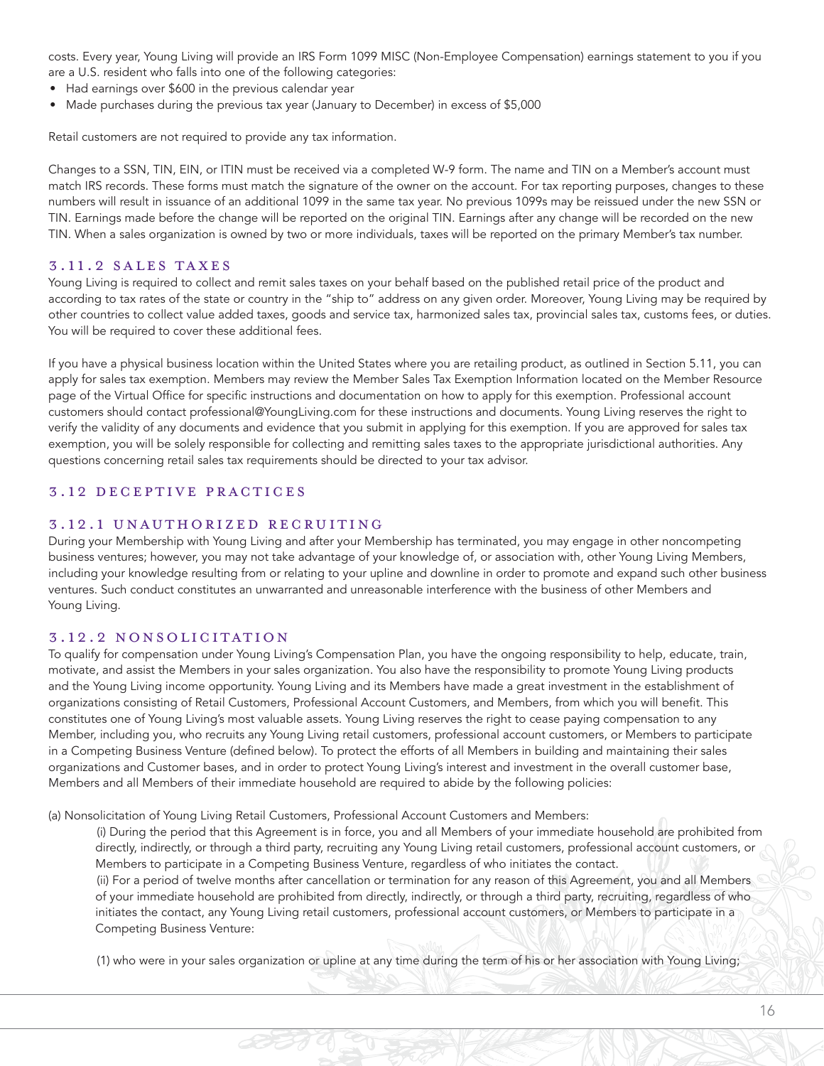costs. Every year, Young Living will provide an IRS Form 1099 MISC (Non-Employee Compensation) earnings statement to you if you are a U.S. resident who falls into one of the following categories:

- Had earnings over $600 in the previous calendar year
- Made purchases during the previous tax year (January to December) in excess of $5,000

Retail customers are not required to provide any tax information.

Changes to a SSN, TIN, EIN, or ITIN must be received via a completed W-9 form. The name and TIN on a Member's account must match IRS records. These forms must match the signature of the owner on the account. For tax reporting purposes, changes to these numbers will result in issuance of an additional 1099 in the same tax year. No previous 1099s may be reissued under the new SSN or TIN. Earnings made before the change will be reported on the original TIN. Earnings after any change will be recorded on the new TIN. When a sales organization is owned by two or more individuals, taxes will be reported on the primary Member's tax number.

### 3.11.2 SALES TAXES

Young Living is required to collect and remit sales taxes on your behalf based on the published retail price of the product and according to tax rates of the state or country in the "ship to" address on any given order. Moreover, Young Living may be required by other countries to collect value added taxes, goods and service tax, harmonized sales tax, provincial sales tax, customs fees, or duties. You will be required to cover these additional fees.

If you have a physical business location within the United States where you are retailing product, as outlined in Section 5.11, you can apply for sales tax exemption. Members may review the Member Sales Tax Exemption Information located on the Member Resource page of the Virtual Office for specific instructions and documentation on how to apply for this exemption. Professional account customers should contact professional@YoungLiving.com for these instructions and documents. Young Living reserves the right to verify the validity of any documents and evidence that you submit in applying for this exemption. If you are approved for sales tax exemption, you will be solely responsible for collecting and remitting sales taxes to the appropriate jurisdictional authorities. Any questions concerning retail sales tax requirements should be directed to your tax advisor.

## 3.12 DECEPTIVE PRACTICES

### 3.12.1 UNAUTHORIZED RECRUITING

During your Membership with Young Living and after your Membership has terminated, you may engage in other noncompeting business ventures; however, you may not take advantage of your knowledge of, or association with, other Young Living Members, including your knowledge resulting from or relating to your upline and downline in order to promote and expand such other business ventures. Such conduct constitutes an unwarranted and unreasonable interference with the business of other Members and Young Living.

### 3.12.2 NONSOLICITATION

To qualify for compensation under Young Living's Compensation Plan, you have the ongoing responsibility to help, educate, train, motivate, and assist the Members in your sales organization. You also have the responsibility to promote Young Living products and the Young Living income opportunity. Young Living and its Members have made a great investment in the establishment of organizations consisting of Retail Customers, Professional Account Customers, and Members, from which you will benefit. This constitutes one of Young Living's most valuable assets. Young Living reserves the right to cease paying compensation to any Member, including you, who recruits any Young Living retail customers, professional account customers, or Members to participate in a Competing Business Venture (defined below). To protect the efforts of all Members in building and maintaining their sales organizations and Customer bases, and in order to protect Young Living's interest and investment in the overall customer base, Members and all Members of their immediate household are required to abide by the following policies:

(a) Nonsolicitation of Young Living Retail Customers, Professional Account Customers and Members:

(i) During the period that this Agreement is in force, you and all Members of your immediate household are prohibited from directly, indirectly, or through a third party, recruiting any Young Living retail customers, professional account customers, or Members to participate in a Competing Business Venture, regardless of who initiates the contact.

(ii) For a period of twelve months after cancellation or termination for any reason of this Agreement, you and all Members of your immediate household are prohibited from directly, indirectly, or through a third party, recruiting, regardless of who initiates the contact, any Young Living retail customers, professional account customers, or Members to participate in a Competing Business Venture:

(1) who were in your sales organization or upline at any time during the term of his or her association with Young Living;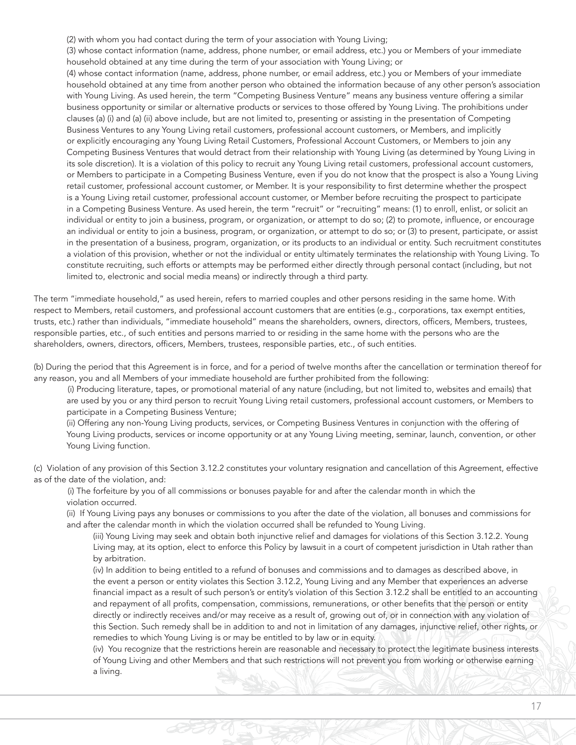(2) with whom you had contact during the term of your association with Young Living;

(3) whose contact information (name, address, phone number, or email address, etc.) you or Members of your immediate household obtained at any time during the term of your association with Young Living; or

(4) whose contact information (name, address, phone number, or email address, etc.) you or Members of your immediate household obtained at any time from another person who obtained the information because of any other person's association with Young Living. As used herein, the term "Competing Business Venture" means any business venture offering a similar business opportunity or similar or alternative products or services to those offered by Young Living. The prohibitions under clauses (a) (i) and (a) (ii) above include, but are not limited to, presenting or assisting in the presentation of Competing Business Ventures to any Young Living retail customers, professional account customers, or Members, and implicitly or explicitly encouraging any Young Living Retail Customers, Professional Account Customers, or Members to join any Competing Business Ventures that would detract from their relationship with Young Living (as determined by Young Living in its sole discretion). It is a violation of this policy to recruit any Young Living retail customers, professional account customers, or Members to participate in a Competing Business Venture, even if you do not know that the prospect is also a Young Living retail customer, professional account customer, or Member. It is your responsibility to first determine whether the prospect is a Young Living retail customer, professional account customer, or Member before recruiting the prospect to participate in a Competing Business Venture. As used herein, the term "recruit" or "recruiting" means: (1) to enroll, enlist, or solicit an individual or entity to join a business, program, or organization, or attempt to do so; (2) to promote, influence, or encourage an individual or entity to join a business, program, or organization, or attempt to do so; or (3) to present, participate, or assist in the presentation of a business, program, organization, or its products to an individual or entity. Such recruitment constitutes a violation of this provision, whether or not the individual or entity ultimately terminates the relationship with Young Living. To constitute recruiting, such efforts or attempts may be performed either directly through personal contact (including, but not limited to, electronic and social media means) or indirectly through a third party.

The term "immediate household," as used herein, refers to married couples and other persons residing in the same home. With respect to Members, retail customers, and professional account customers that are entities (e.g., corporations, tax exempt entities, trusts, etc.) rather than individuals, "immediate household" means the shareholders, owners, directors, officers, Members, trustees, responsible parties, etc., of such entities and persons married to or residing in the same home with the persons who are the shareholders, owners, directors, officers, Members, trustees, responsible parties, etc., of such entities.

(b) During the period that this Agreement is in force, and for a period of twelve months after the cancellation or termination thereof for any reason, you and all Members of your immediate household are further prohibited from the following:

(i) Producing literature, tapes, or promotional material of any nature (including, but not limited to, websites and emails) that are used by you or any third person to recruit Young Living retail customers, professional account customers, or Members to participate in a Competing Business Venture;

(ii) Offering any non-Young Living products, services, or Competing Business Ventures in conjunction with the offering of Young Living products, services or income opportunity or at any Young Living meeting, seminar, launch, convention, or other Young Living function.

(c) Violation of any provision of this Section 3.12.2 constitutes your voluntary resignation and cancellation of this Agreement, effective as of the date of the violation, and:

(i) The forfeiture by you of all commissions or bonuses payable for and after the calendar month in which the violation occurred.

(ii) If Young Living pays any bonuses or commissions to you after the date of the violation, all bonuses and commissions for and after the calendar month in which the violation occurred shall be refunded to Young Living.

(iii) Young Living may seek and obtain both injunctive relief and damages for violations of this Section 3.12.2. Young Living may, at its option, elect to enforce this Policy by lawsuit in a court of competent jurisdiction in Utah rather than by arbitration.

(iv) In addition to being entitled to a refund of bonuses and commissions and to damages as described above, in the event a person or entity violates this Section 3.12.2, Young Living and any Member that experiences an adverse financial impact as a result of such person's or entity's violation of this Section 3.12.2 shall be entitled to an accounting and repayment of all profits, compensation, commissions, remunerations, or other benefits that the person or entity directly or indirectly receives and/or may receive as a result of, growing out of, or in connection with any violation of this Section. Such remedy shall be in addition to and not in limitation of any damages, injunctive relief, other rights, or remedies to which Young Living is or may be entitled to by law or in equity.

(iv) You recognize that the restrictions herein are reasonable and necessary to protect the legitimate business interests of Young Living and other Members and that such restrictions will not prevent you from working or otherwise earning a living.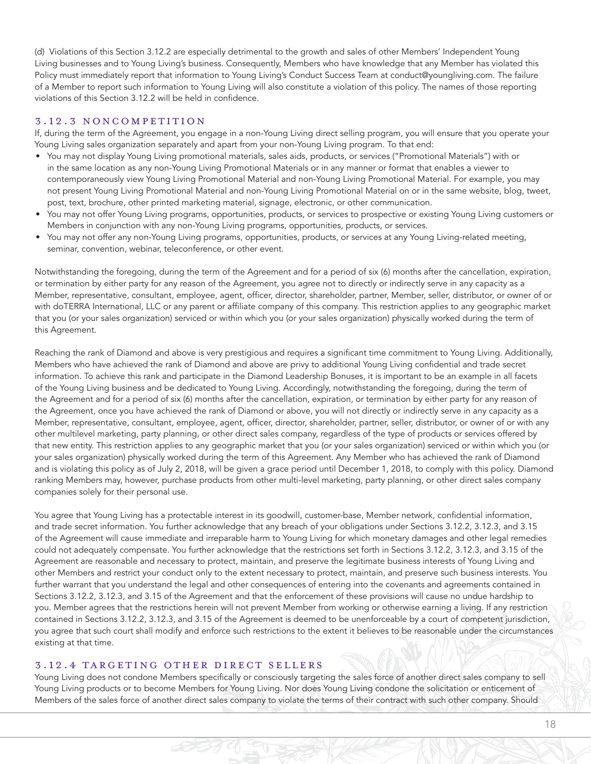(d) Violations of this Section 3.12.2 are especially detrimental to the growth and sales of other Members' Independent Young Living businesses and to Young Living's business. Consequently, Members who have knowledge that any Member has violated this Policy must immediately report that information to Young Living's Conduct Success Team at conduct@youngliving.com. The failure of a Member to report such information to Young Living will also constitute a violation of this policy. The names of those reporting violations of this Section 3.12.2 will be held in confidence.

### 3.12.3 NONCOMPETITION

If, during the term of the Agreement, you engage in a non-Young Living direct selling program, you will ensure that you operate your Young Living sales organization separately and apart from your non-Young Living program. To that end:

- You may not display Young Living promotional materials, sales aids, products, or services ("Promotional Materials") with or in the same location as any non-Young Living Promotional Materials or in any manner or format that enables a viewer to contemporaneously view Young Living Promotional Material and non-Young Living Promotional Material. For example, you may not present Young Living Promotional Material and non-Young Living Promotional Material on or in the same website, blog, tweet, post, text, brochure, other printed marketing material, signage, electronic, or other communication.
- You may not offer Young Living programs, opportunities, products, or services to prospective or existing Young Living customers or Members in conjunction with any non-Young Living programs, opportunities, products, or services.
- You may not offer any non-Young Living programs, opportunities, products, or services at any Young Living-related meeting, seminar, convention, webinar, teleconference, or other event.

Notwithstanding the foregoing, during the term of the Agreement and for a period of six (6) months after the cancellation, expiration, or termination by either party for any reason of the Agreement, you agree not to directly or indirectly serve in any capacity as a Member, representative, consultant, employee, agent, officer, director, shareholder, partner, Member, seller, distributor, or owner of or with doTERRA International, LLC or any parent or affiliate company of this company. This restriction applies to any geographic market that you (or your sales organization) serviced or within which you (or your sales organization) physically worked during the term of this Agreement.

Reaching the rank of Diamond and above is very prestigious and requires a significant time commitment to Young Living. Additionally, Members who have achieved the rank of Diamond and above are privy to additional Young Living confidential and trade secret information. To achieve this rank and participate in the Diamond Leadership Bonuses, it is important to be an example in all facets of the Young Living business and be dedicated to Young Living. Accordingly, notwithstanding the foregoing, during the term of the Agreement and for a period of six (6) months after the cancellation, expiration, or termination by either party for any reason of the Agreement, once you have achieved the rank of Diamond or above, you will not directly or indirectly serve in any capacity as a Member, representative, consultant, employee, agent, officer, director, shareholder, partner, seller, distributor, or owner of or with any other multilevel marketing, party planning, or other direct sales company, regardless of the type of products or services offered by that new entity. This restriction applies to any geographic market that you (or your sales organization) serviced or within which you (or your sales organization) physically worked during the term of this Agreement. Any Member who has achieved the rank of Diamond and is violating this policy as of July 2, 2018, will be given a grace period until December 1, 2018, to comply with this policy. Diamond ranking Members may, however, purchase products from other multi-level marketing, party planning, or other direct sales company companies solely for their personal use.

You agree that Young Living has a protectable interest in its goodwill, customer-base, Member network, confidential information, and trade secret information. You further acknowledge that any breach of your obligations under Sections 3.12.2, 3.12.3, and 3.15 of the Agreement will cause immediate and irreparable harm to Young Living for which monetary damages and other legal remedies could not adequately compensate. You further acknowledge that the restrictions set forth in Sections 3.12.2, 3.12.3, and 3.15 of the Agreement are reasonable and necessary to protect, maintain, and preserve the legitimate business interests of Young Living and other Members and restrict your conduct only to the extent necessary to protect, maintain, and preserve such business interests. You further warrant that you understand the legal and other consequences of entering into the covenants and agreements contained in Sections 3.12.2, 3.12.3, and 3.15 of the Agreement and that the enforcement of these provisions will cause no undue hardship to you. Member agrees that the restrictions herein will not prevent Member from working or otherwise earning a living. If any restriction contained in Sections 3.12.2, 3.12.3, and 3.15 of the Agreement is deemed to be unenforceable by a court of competent jurisdiction, you agree that such court shall modify and enforce such restrictions to the extent it believes to be reasonable under the circumstances existing at that time.

### 3.12.4 TARGETING OTHER DIRECT SELLERS

Young Living does not condone Members specifically or consciously targeting the sales force of another direct sales company to sell Young Living products or to become Members for Young Living. Nor does Young Living condone the solicitation or enticement of Members of the sales force of another direct sales company to violate the terms of their contract with such other company. Should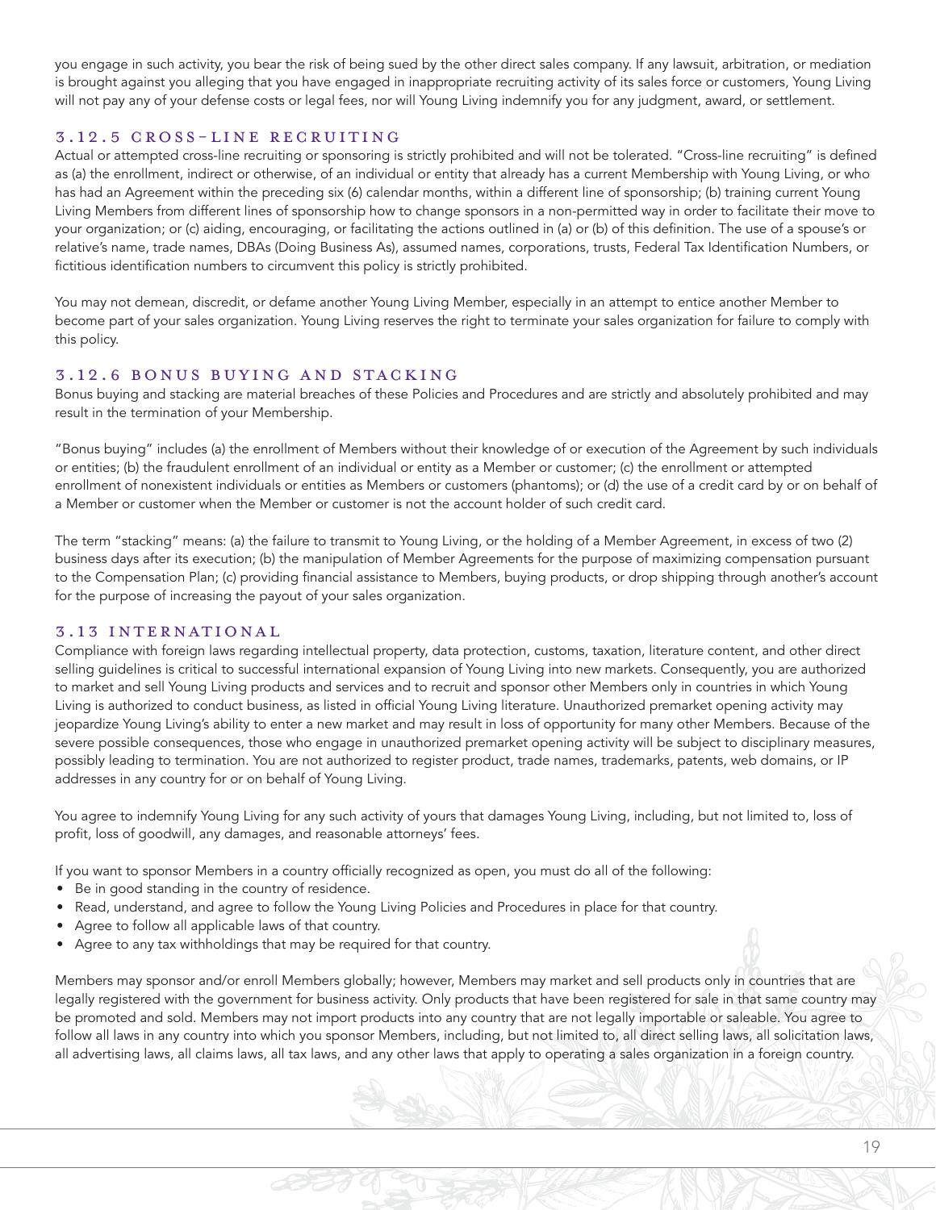you engage in such activity, you bear the risk of being sued by the other direct sales company. If any lawsuit, arbitration, or mediation is brought against you alleging that you have engaged in inappropriate recruiting activity of its sales force or customers, Young Living will not pay any of your defense costs or legal fees, nor will Young Living indemnify you for any judgment, award, or settlement.

### 3.12.5 CROSS-LINE RECRUITING

Actual or attempted cross-line recruiting or sponsoring is strictly prohibited and will not be tolerated. "Cross-line recruiting" is defined as (a) the enrollment, indirect or otherwise, of an individual or entity that already has a current Membership with Young Living, or who has had an Agreement within the preceding six (6) calendar months, within a different line of sponsorship; (b) training current Young Living Members from different lines of sponsorship how to change sponsors in a non-permitted way in order to facilitate their move to your organization; or (c) aiding, encouraging, or facilitating the actions outlined in (a) or (b) of this definition. The use of a spouse's or relative's name, trade names, DBAs (Doing Business As), assumed names, corporations, trusts, Federal Tax Identification Numbers, or fictitious identification numbers to circumvent this policy is strictly prohibited.

You may not demean, discredit, or defame another Young Living Member, especially in an attempt to entice another Member to become part of your sales organization. Young Living reserves the right to terminate your sales organization for failure to comply with this policy.

### 3.12.6 BONUS BUYING AND STACKING

Bonus buying and stacking are material breaches of these Policies and Procedures and are strictly and absolutely prohibited and may result in the termination of your Membership.

"Bonus buying" includes (a) the enrollment of Members without their knowledge of or execution of the Agreement by such individuals or entities; (b) the fraudulent enrollment of an individual or entity as a Member or customer; (c) the enrollment or attempted enrollment of nonexistent individuals or entities as Members or customers (phantoms); or (d) the use of a credit card by or on behalf of a Member or customer when the Member or customer is not the account holder of such credit card.

The term "stacking" means: (a) the failure to transmit to Young Living, or the holding of a Member Agreement, in excess of two (2) business days after its execution; (b) the manipulation of Member Agreements for the purpose of maximizing compensation pursuant to the Compensation Plan; (c) providing financial assistance to Members, buying products, or drop shipping through another's account for the purpose of increasing the payout of your sales organization.

## 3.13 INTERNATIONAL

Compliance with foreign laws regarding intellectual property, data protection, customs, taxation, literature content, and other direct selling guidelines is critical to successful international expansion of Young Living into new markets. Consequently, you are authorized to market and sell Young Living products and services and to recruit and sponsor other Members only in countries in which Young Living is authorized to conduct business, as listed in official Young Living literature. Unauthorized premarket opening activity may jeopardize Young Living's ability to enter a new market and may result in loss of opportunity for many other Members. Because of the severe possible consequences, those who engage in unauthorized premarket opening activity will be subject to disciplinary measures, possibly leading to termination. You are not authorized to register product, trade names, trademarks, patents, web domains, or IP addresses in any country for or on behalf of Young Living.

You agree to indemnify Young Living for any such activity of yours that damages Young Living, including, but not limited to, loss of profit, loss of goodwill, any damages, and reasonable attorneys' fees.

If you want to sponsor Members in a country officially recognized as open, you must do all of the following:

- Be in good standing in the country of residence.
- Read, understand, and agree to follow the Young Living Policies and Procedures in place for that country.
- Agree to follow all applicable laws of that country.
- Agree to any tax withholdings that may be required for that country.

Members may sponsor and/or enroll Members globally; however, Members may market and sell products only in countries that are legally registered with the government for business activity. Only products that have been registered for sale in that same country may be promoted and sold. Members may not import products into any country that are not legally importable or saleable. You agree to follow all laws in any country into which you sponsor Members, including, but not limited to, all direct selling laws, all solicitation laws, all advertising laws, all claims laws, all tax laws, and any other laws that apply to operating a sales organization in a foreign country.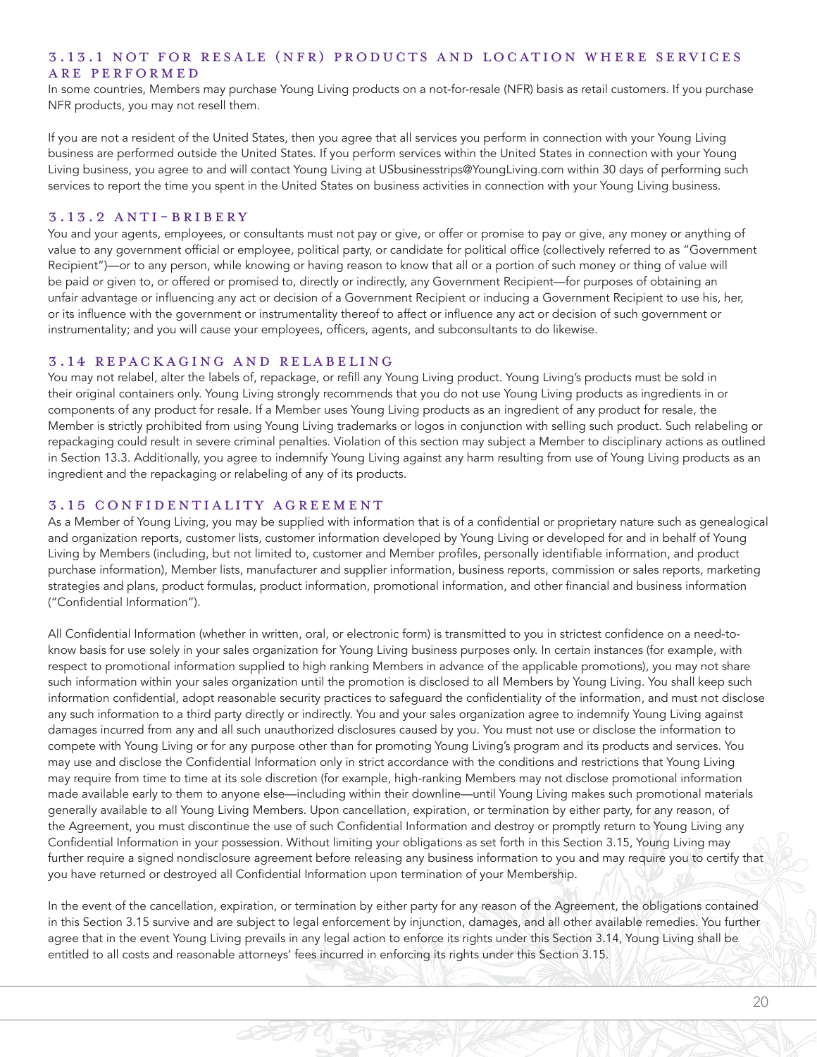### 3.13.1 NOT FOR RESALE (NFR) PRODUCTS AND LOCATION WHERE SERVICES ARE PERFORMED

In some countries, Members may purchase Young Living products on a not-for-resale (NFR) basis as retail customers. If you purchase NFR products, you may not resell them.

If you are not a resident of the United States, then you agree that all services you perform in connection with your Young Living business are performed outside the United States. If you perform services within the United States in connection with your Young Living business, you agree to and will contact Young Living at USbusinesstrips@YoungLiving.com within 30 days of performing such services to report the time you spent in the United States on business activities in connection with your Young Living business.

### 3.13.2 ANTI-BRIBERY

You and your agents, employees, or consultants must not pay or give, or offer or promise to pay or give, any money or anything of value to any government official or employee, political party, or candidate for political office (collectively referred to as "Government Recipient")—or to any person, while knowing or having reason to know that all or a portion of such money or thing of value will be paid or given to, or offered or promised to, directly or indirectly, any Government Recipient—for purposes of obtaining an unfair advantage or influencing any act or decision of a Government Recipient or inducing a Government Recipient to use his, her, or its influence with the government or instrumentality thereof to affect or influence any act or decision of such government or instrumentality; and you will cause your employees, officers, agents, and subconsultants to do likewise.

### 3.14 REPACKAGING AND RELABELING

You may not relabel, alter the labels of, repackage, or refill any Young Living product. Young Living's products must be sold in their original containers only. Young Living strongly recommends that you do not use Young Living products as ingredients in or components of any product for resale. If a Member uses Young Living products as an ingredient of any product for resale, the Member is strictly prohibited from using Young Living trademarks or logos in conjunction with selling such product. Such relabeling or repackaging could result in severe criminal penalties. Violation of this section may subject a Member to disciplinary actions as outlined in Section 13.3. Additionally, you agree to indemnify Young Living against any harm resulting from use of Young Living products as an ingredient and the repackaging or relabeling of any of its products.

### 3.15 CONFIDENTIALITY AGREEMENT

As a Member of Young Living, you may be supplied with information that is of a confidential or proprietary nature such as genealogical and organization reports, customer lists, customer information developed by Young Living or developed for and in behalf of Young Living by Members (including, but not limited to, customer and Member profiles, personally identifiable information, and product purchase information), Member lists, manufacturer and supplier information, business reports, commission or sales reports, marketing strategies and plans, product formulas, product information, promotional information, and other financial and business information ("Confidential Information").

All Confidential Information (whether in written, oral, or electronic form) is transmitted to you in strictest confidence on a need-to-know basis for use solely in your sales organization for Young Living business purposes only. In certain instances (for example, with respect to promotional information supplied to high ranking Members in advance of the applicable promotions), you may not share such information within your sales organization until the promotion is disclosed to all Members by Young Living. You shall keep such information confidential, adopt reasonable security practices to safeguard the confidentiality of the information, and must not disclose any such information to a third party directly or indirectly. You and your sales organization agree to indemnify Young Living against damages incurred from any and all such unauthorized disclosures caused by you. You must not use or disclose the information to compete with Young Living or for any purpose other than for promoting Young Living's program and its products and services. You may use and disclose the Confidential Information only in strict accordance with the conditions and restrictions that Young Living may require from time to time at its sole discretion (for example, high-ranking Members may not disclose promotional information made available early to them to anyone else—including within their downline—until Young Living makes such promotional materials generally available to all Young Living Members. Upon cancellation, expiration, or termination by either party, for any reason, of the Agreement, you must discontinue the use of such Confidential Information and destroy or promptly return to Young Living any Confidential Information in your possession. Without limiting your obligations as set forth in this Section 3.15, Young Living may further require a signed nondisclosure agreement before releasing any business information to you and may require you to certify that you have returned or destroyed all Confidential Information upon termination of your Membership.

In the event of the cancellation, expiration, or termination by either party for any reason of the Agreement, the obligations contained in this Section 3.15 survive and are subject to legal enforcement by injunction, damages, and all other available remedies. You further agree that in the event Young Living prevails in any legal action to enforce its rights under this Section 3.14, Young Living shall be entitled to all costs and reasonable attorneys' fees incurred in enforcing its rights under this Section 3.15.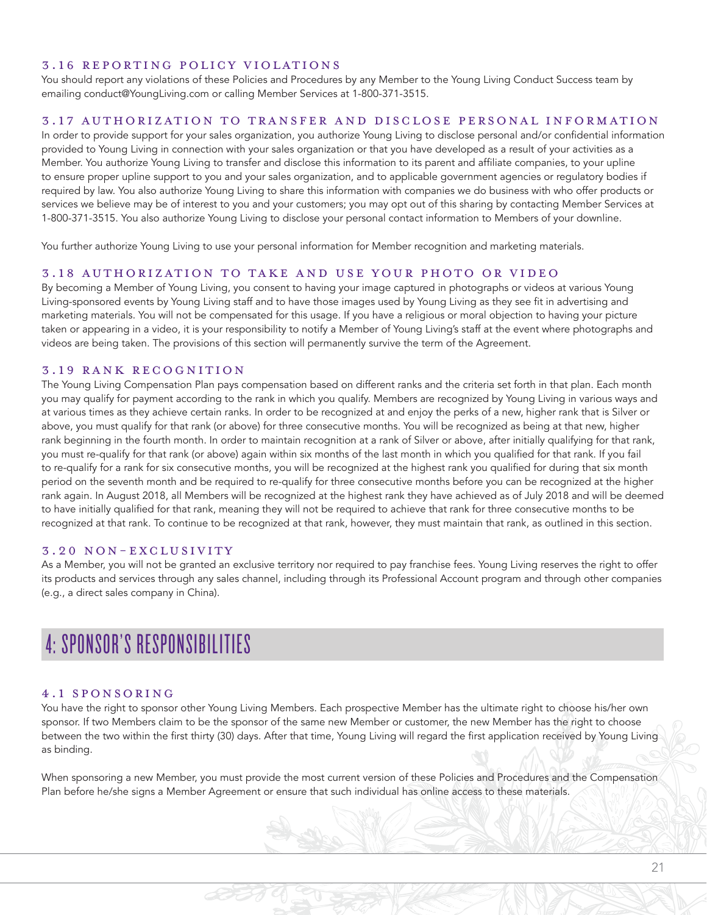### 3.16 REPORTING POLICY VIOLATIONS

You should report any violations of these Policies and Procedures by any Member to the Young Living Conduct Success team by emailing conduct@YoungLiving.com or calling Member Services at 1-800-371-3515.

### 3.17 AUTHORIZATION TO TRANSFER AND DISCLOSE PERSONAL INFORMATION

In order to provide support for your sales organization, you authorize Young Living to disclose personal and/or confidential information provided to Young Living in connection with your sales organization or that you have developed as a result of your activities as a Member. You authorize Young Living to transfer and disclose this information to its parent and affiliate companies, to your upline to ensure proper upline support to you and your sales organization, and to applicable government agencies or regulatory bodies if required by law. You also authorize Young Living to share this information with companies we do business with who offer products or services we believe may be of interest to you and your customers; you may opt out of this sharing by contacting Member Services at 1-800-371-3515. You also authorize Young Living to disclose your personal contact information to Members of your downline.

You further authorize Young Living to use your personal information for Member recognition and marketing materials.

### 3.18 AUTHORIZATION TO TAKE AND USE YOUR PHOTO OR VIDEO

By becoming a Member of Young Living, you consent to having your image captured in photographs or videos at various Young Living-sponsored events by Young Living staff and to have those images used by Young Living as they see fit in advertising and marketing materials. You will not be compensated for this usage. If you have a religious or moral objection to having your picture taken or appearing in a video, it is your responsibility to notify a Member of Young Living's staff at the event where photographs and videos are being taken. The provisions of this section will permanently survive the term of the Agreement.

### 3.19 RANK RECOGNITION

The Young Living Compensation Plan pays compensation based on different ranks and the criteria set forth in that plan. Each month you may qualify for payment according to the rank in which you qualify. Members are recognized by Young Living in various ways and at various times as they achieve certain ranks. In order to be recognized at and enjoy the perks of a new, higher rank that is Silver or above, you must qualify for that rank (or above) for three consecutive months. You will be recognized as being at that new, higher rank beginning in the fourth month. In order to maintain recognition at a rank of Silver or above, after initially qualifying for that rank, you must re-qualify for that rank (or above) again within six months of the last month in which you qualified for that rank. If you fail to re-qualify for a rank for six consecutive months, you will be recognized at the highest rank you qualified for during that six month period on the seventh month and be required to re-qualify for three consecutive months before you can be recognized at the higher rank again. In August 2018, all Members will be recognized at the highest rank they have achieved as of July 2018 and will be deemed to have initially qualified for that rank, meaning they will not be required to achieve that rank for three consecutive months to be recognized at that rank. To continue to be recognized at that rank, however, they must maintain that rank, as outlined in this section.

### 3.20 NON-EXCLUSIVITY

As a Member, you will not be granted an exclusive territory nor required to pay franchise fees. Young Living reserves the right to offer its products and services through any sales channel, including through its Professional Account program and through other companies (e.g., a direct sales company in China).

## 4: SPONSOR'S RESPONSIBILITIES

### 4.1 SPONSORING

You have the right to sponsor other Young Living Members. Each prospective Member has the ultimate right to choose his/her own sponsor. If two Members claim to be the sponsor of the same new Member or customer, the new Member has the right to choose between the two within the first thirty (30) days. After that time, Young Living will regard the first application received by Young Living as binding.

When sponsoring a new Member, you must provide the most current version of these Policies and Procedures and the Compensation Plan before he/she signs a Member Agreement or ensure that such individual has online access to these materials.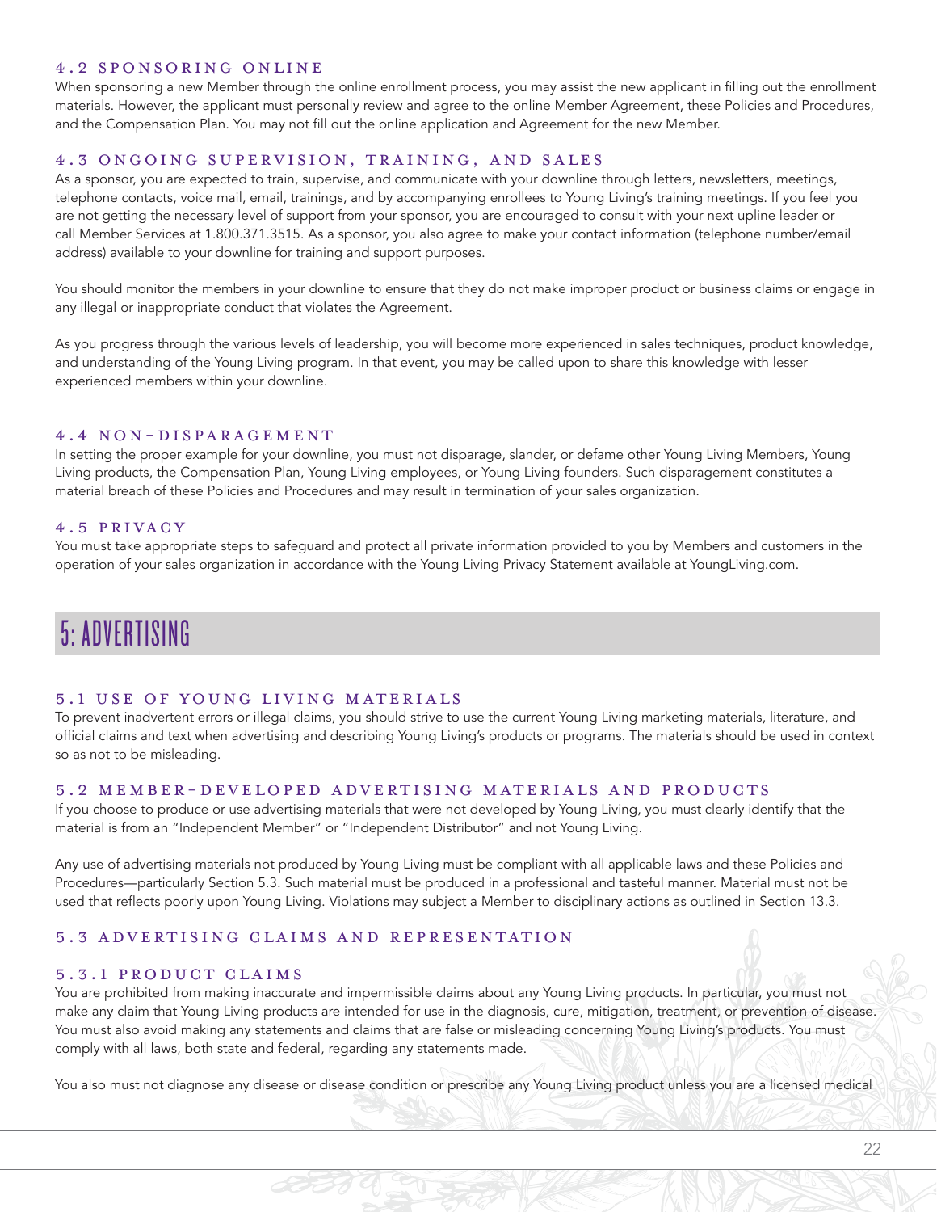### 4.2 SPONSORING ONLINE

When sponsoring a new Member through the online enrollment process, you may assist the new applicant in filling out the enrollment materials. However, the applicant must personally review and agree to the online Member Agreement, these Policies and Procedures, and the Compensation Plan. You may not fill out the online application and Agreement for the new Member.

### 4.3 ONGOING SUPERVISION, TRAINING, AND SALES

As a sponsor, you are expected to train, supervise, and communicate with your downline through letters, newsletters, meetings, telephone contacts, voice mail, email, trainings, and by accompanying enrollees to Young Living's training meetings. If you feel you are not getting the necessary level of support from your sponsor, you are encouraged to consult with your next upline leader or call Member Services at 1.800.371.3515. As a sponsor, you also agree to make your contact information (telephone number/email address) available to your downline for training and support purposes.

You should monitor the members in your downline to ensure that they do not make improper product or business claims or engage in any illegal or inappropriate conduct that violates the Agreement.

As you progress through the various levels of leadership, you will become more experienced in sales techniques, product knowledge, and understanding of the Young Living program. In that event, you may be called upon to share this knowledge with lesser experienced members within your downline.

### 4.4 NON-DISPARAGEMENT

In setting the proper example for your downline, you must not disparage, slander, or defame other Young Living Members, Young Living products, the Compensation Plan, Young Living employees, or Young Living founders. Such disparagement constitutes a material breach of these Policies and Procedures and may result in termination of your sales organization.

### 4.5 PRIVACY

You must take appropriate steps to safeguard and protect all private information provided to you by Members and customers in the operation of your sales organization in accordance with the Young Living Privacy Statement available at YoungLiving.com.

## 5: ADVERTISING

### 5.1 USE OF YOUNG LIVING MATERIALS

To prevent inadvertent errors or illegal claims, you should strive to use the current Young Living marketing materials, literature, and official claims and text when advertising and describing Young Living's products or programs. The materials should be used in context so as not to be misleading.

### 5.2 MEMBER-DEVELOPED ADVERTISING MATERIALS AND PRODUCTS

If you choose to produce or use advertising materials that were not developed by Young Living, you must clearly identify that the material is from an "Independent Member" or "Independent Distributor" and not Young Living.

Any use of advertising materials not produced by Young Living must be compliant with all applicable laws and these Policies and Procedures—particularly Section 5.3. Such material must be produced in a professional and tasteful manner. Material must not be used that reflects poorly upon Young Living. Violations may subject a Member to disciplinary actions as outlined in Section 13.3.

### 5.3 ADVERTISING CLAIMS AND REPRESENTATION

#### 5.3.1 PRODUCT CLAIMS

You are prohibited from making inaccurate and impermissible claims about any Young Living products. In particular, you must not make any claim that Young Living products are intended for use in the diagnosis, cure, mitigation, treatment, or prevention of disease. You must also avoid making any statements and claims that are false or misleading concerning Young Living's products. You must comply with all laws, both state and federal, regarding any statements made.

You also must not diagnose any disease or disease condition or prescribe any Young Living product unless you are a licensed medical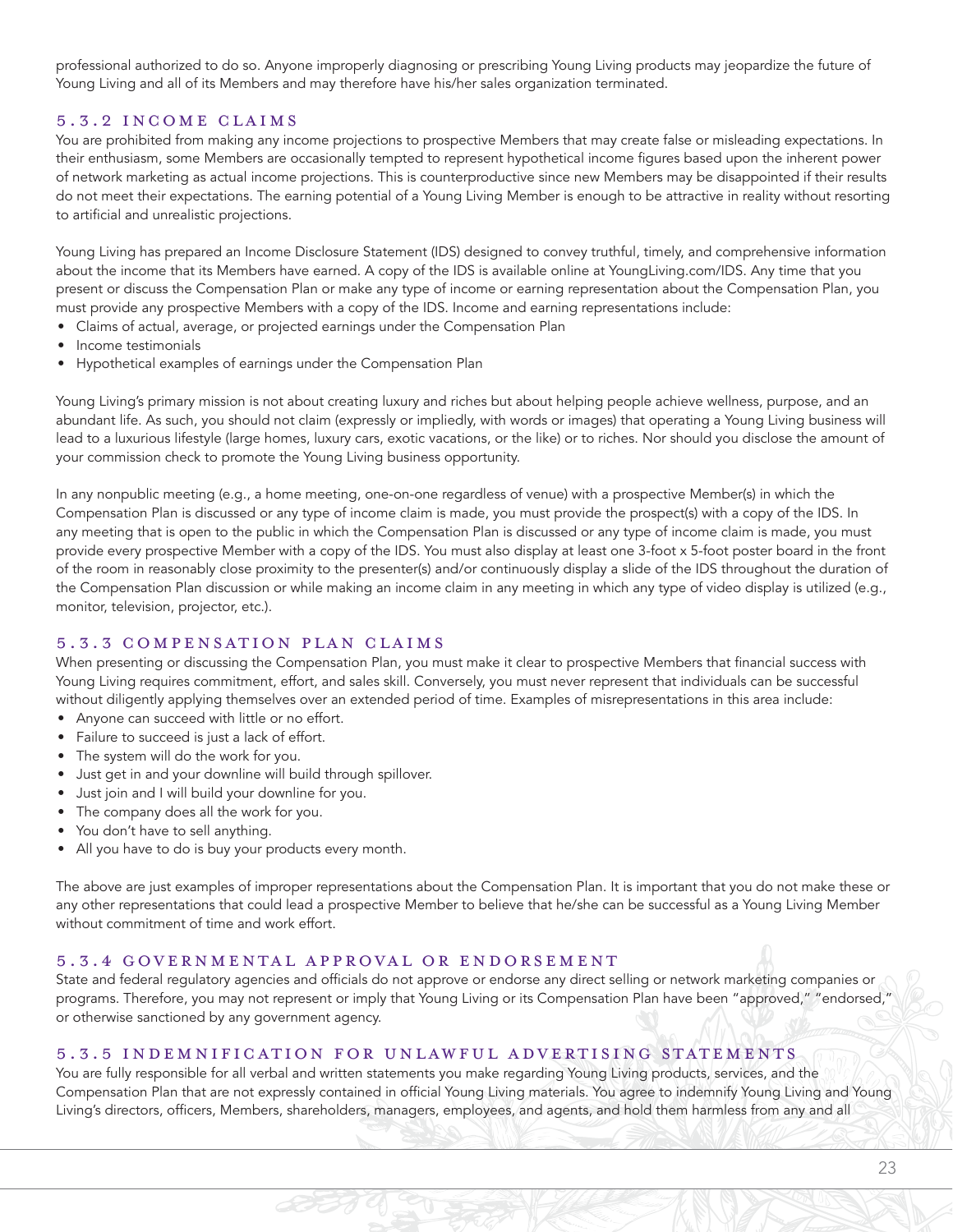professional authorized to do so. Anyone improperly diagnosing or prescribing Young Living products may jeopardize the future of Young Living and all of its Members and may therefore have his/her sales organization terminated.

### 5.3.2 INCOME CLAIMS

You are prohibited from making any income projections to prospective Members that may create false or misleading expectations. In their enthusiasm, some Members are occasionally tempted to represent hypothetical income figures based upon the inherent power of network marketing as actual income projections. This is counterproductive since new Members may be disappointed if their results do not meet their expectations. The earning potential of a Young Living Member is enough to be attractive in reality without resorting to artificial and unrealistic projections.

Young Living has prepared an Income Disclosure Statement (IDS) designed to convey truthful, timely, and comprehensive information about the income that its Members have earned. A copy of the IDS is available online at YoungLiving.com/IDS. Any time that you present or discuss the Compensation Plan or make any type of income or earning representation about the Compensation Plan, you must provide any prospective Members with a copy of the IDS. Income and earning representations include:

- Claims of actual, average, or projected earnings under the Compensation Plan
- Income testimonials
- Hypothetical examples of earnings under the Compensation Plan

Young Living's primary mission is not about creating luxury and riches but about helping people achieve wellness, purpose, and an abundant life. As such, you should not claim (expressly or impliedly, with words or images) that operating a Young Living business will lead to a luxurious lifestyle (large homes, luxury cars, exotic vacations, or the like) or to riches. Nor should you disclose the amount of your commission check to promote the Young Living business opportunity.

In any nonpublic meeting (e.g., a home meeting, one-on-one regardless of venue) with a prospective Member(s) in which the Compensation Plan is discussed or any type of income claim is made, you must provide the prospect(s) with a copy of the IDS. In any meeting that is open to the public in which the Compensation Plan is discussed or any type of income claim is made, you must provide every prospective Member with a copy of the IDS. You must also display at least one 3-foot x 5-foot poster board in the front of the room in reasonably close proximity to the presenter(s) and/or continuously display a slide of the IDS throughout the duration of the Compensation Plan discussion or while making an income claim in any meeting in which any type of video display is utilized (e.g., monitor, television, projector, etc.).

### 5.3.3 COMPENSATION PLAN CLAIMS

When presenting or discussing the Compensation Plan, you must make it clear to prospective Members that financial success with Young Living requires commitment, effort, and sales skill. Conversely, you must never represent that individuals can be successful without diligently applying themselves over an extended period of time. Examples of misrepresentations in this area include:

- Anyone can succeed with little or no effort.
- Failure to succeed is just a lack of effort.
- The system will do the work for you.
- Just get in and your downline will build through spillover.
- Just join and I will build your downline for you.
- The company does all the work for you.
- You don't have to sell anything.
- All you have to do is buy your products every month.

The above are just examples of improper representations about the Compensation Plan. It is important that you do not make these or any other representations that could lead a prospective Member to believe that he/she can be successful as a Young Living Member without commitment of time and work effort.

### 5.3.4 GOVERNMENTAL APPROVAL OR ENDORSEMENT

State and federal regulatory agencies and officials do not approve or endorse any direct selling or network marketing companies or programs. Therefore, you may not represent or imply that Young Living or its Compensation Plan have been "approved," "endorsed," or otherwise sanctioned by any government agency.

### 5.3.5 INDEMNIFICATION FOR UNLAWFUL ADVERTISING STATEMENTS

You are fully responsible for all verbal and written statements you make regarding Young Living products, services, and the Compensation Plan that are not expressly contained in official Young Living materials. You agree to indemnify Young Living and Young Living's directors, officers, Members, shareholders, managers, employees, and agents, and hold them harmless from any and all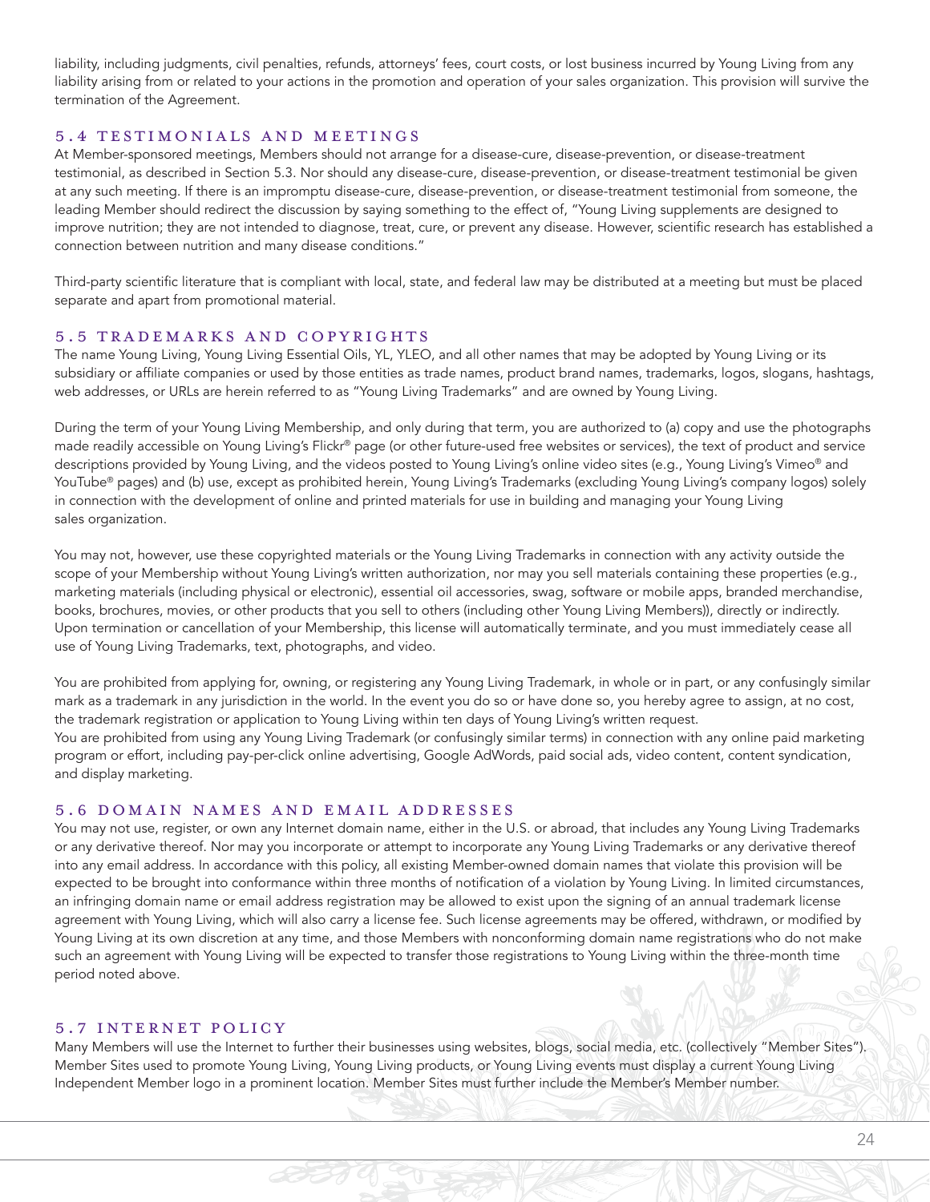liability, including judgments, civil penalties, refunds, attorneys' fees, court costs, or lost business incurred by Young Living from any liability arising from or related to your actions in the promotion and operation of your sales organization. This provision will survive the termination of the Agreement.

### 5.4 TESTIMONIALS AND MEETINGS

At Member-sponsored meetings, Members should not arrange for a disease-cure, disease-prevention, or disease-treatment testimonial, as described in Section 5.3. Nor should any disease-cure, disease-prevention, or disease-treatment testimonial be given at any such meeting. If there is an impromptu disease-cure, disease-prevention, or disease-treatment testimonial from someone, the leading Member should redirect the discussion by saying something to the effect of, "Young Living supplements are designed to improve nutrition; they are not intended to diagnose, treat, cure, or prevent any disease. However, scientific research has established a connection between nutrition and many disease conditions."

Third-party scientific literature that is compliant with local, state, and federal law may be distributed at a meeting but must be placed separate and apart from promotional material.

### 5.5 TRADEMARKS AND COPYRIGHTS

The name Young Living, Young Living Essential Oils, YL, YLEO, and all other names that may be adopted by Young Living or its subsidiary or affiliate companies or used by those entities as trade names, product brand names, trademarks, logos, slogans, hashtags, web addresses, or URLs are herein referred to as "Young Living Trademarks" and are owned by Young Living.

During the term of your Young Living Membership, and only during that term, you are authorized to (a) copy and use the photographs made readily accessible on Young Living's Flickr® page (or other future-used free websites or services), the text of product and service descriptions provided by Young Living, and the videos posted to Young Living's online video sites (e.g., Young Living's Vimeo® and YouTube® pages) and (b) use, except as prohibited herein, Young Living's Trademarks (excluding Young Living's company logos) solely in connection with the development of online and printed materials for use in building and managing your Young Living sales organization.

You may not, however, use these copyrighted materials or the Young Living Trademarks in connection with any activity outside the scope of your Membership without Young Living's written authorization, nor may you sell materials containing these properties (e.g., marketing materials (including physical or electronic), essential oil accessories, swag, software or mobile apps, branded merchandise, books, brochures, movies, or other products that you sell to others (including other Young Living Members)), directly or indirectly. Upon termination or cancellation of your Membership, this license will automatically terminate, and you must immediately cease all use of Young Living Trademarks, text, photographs, and video.

You are prohibited from applying for, owning, or registering any Young Living Trademark, in whole or in part, or any confusingly similar mark as a trademark in any jurisdiction in the world. In the event you do so or have done so, you hereby agree to assign, at no cost, the trademark registration or application to Young Living within ten days of Young Living's written request.
You are prohibited from using any Young Living Trademark (or confusingly similar terms) in connection with any online paid marketing program or effort, including pay-per-click online advertising, Google AdWords, paid social ads, video content, content syndication, and display marketing.

### 5.6 DOMAIN NAMES AND EMAIL ADDRESSES

You may not use, register, or own any Internet domain name, either in the U.S. or abroad, that includes any Young Living Trademarks or any derivative thereof. Nor may you incorporate or attempt to incorporate any Young Living Trademarks or any derivative thereof into any email address. In accordance with this policy, all existing Member-owned domain names that violate this provision will be expected to be brought into conformance within three months of notification of a violation by Young Living. In limited circumstances, an infringing domain name or email address registration may be allowed to exist upon the signing of an annual trademark license agreement with Young Living, which will also carry a license fee. Such license agreements may be offered, withdrawn, or modified by Young Living at its own discretion at any time, and those Members with nonconforming domain name registrations who do not make such an agreement with Young Living will be expected to transfer those registrations to Young Living within the three-month time period noted above.

### 5.7 INTERNET POLICY

Many Members will use the Internet to further their businesses using websites, blogs, social media, etc. (collectively "Member Sites"). Member Sites used to promote Young Living, Young Living products, or Young Living events must display a current Young Living Independent Member logo in a prominent location. Member Sites must further include the Member's Member number.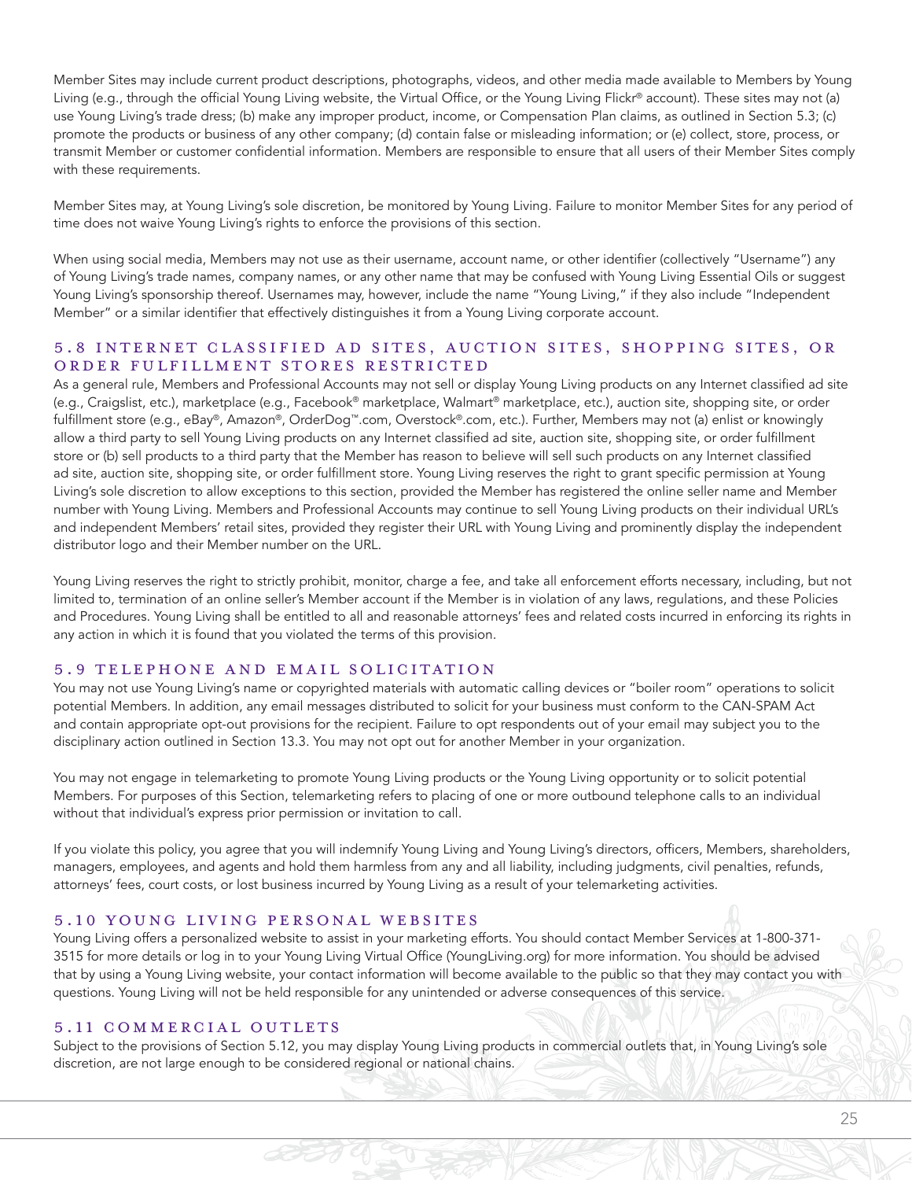Member Sites may include current product descriptions, photographs, videos, and other media made available to Members by Young Living (e.g., through the official Young Living website, the Virtual Office, or the Young Living Flickr® account). These sites may not (a) use Young Living's trade dress; (b) make any improper product, income, or Compensation Plan claims, as outlined in Section 5.3; (c) promote the products or business of any other company; (d) contain false or misleading information; or (e) collect, store, process, or transmit Member or customer confidential information. Members are responsible to ensure that all users of their Member Sites comply with these requirements.

Member Sites may, at Young Living's sole discretion, be monitored by Young Living. Failure to monitor Member Sites for any period of time does not waive Young Living's rights to enforce the provisions of this section.

When using social media, Members may not use as their username, account name, or other identifier (collectively "Username") any of Young Living's trade names, company names, or any other name that may be confused with Young Living Essential Oils or suggest Young Living's sponsorship thereof. Usernames may, however, include the name "Young Living," if they also include "Independent Member" or a similar identifier that effectively distinguishes it from a Young Living corporate account.

## 5.8 INTERNET CLASSIFIED AD SITES, AUCTION SITES, SHOPPING SITES, OR ORDER FULFILLMENT STORES RESTRICTED

As a general rule, Members and Professional Accounts may not sell or display Young Living products on any Internet classified ad site (e.g., Craigslist, etc.), marketplace (e.g., Facebook® marketplace, Walmart® marketplace, etc.), auction site, shopping site, or order fulfillment store (e.g., eBay®, Amazon®, OrderDog™.com, Overstock®.com, etc.). Further, Members may not (a) enlist or knowingly allow a third party to sell Young Living products on any Internet classified ad site, auction site, shopping site, or order fulfillment store or (b) sell products to a third party that the Member has reason to believe will sell such products on any Internet classified ad site, auction site, shopping site, or order fulfillment store. Young Living reserves the right to grant specific permission at Young Living's sole discretion to allow exceptions to this section, provided the Member has registered the online seller name and Member number with Young Living. Members and Professional Accounts may continue to sell Young Living products on their individual URL's and independent Members' retail sites, provided they register their URL with Young Living and prominently display the independent distributor logo and their Member number on the URL.

Young Living reserves the right to strictly prohibit, monitor, charge a fee, and take all enforcement efforts necessary, including, but not limited to, termination of an online seller's Member account if the Member is in violation of any laws, regulations, and these Policies and Procedures. Young Living shall be entitled to all and reasonable attorneys' fees and related costs incurred in enforcing its rights in any action in which it is found that you violated the terms of this provision.

## 5.9 TELEPHONE AND EMAIL SOLICITATION

You may not use Young Living's name or copyrighted materials with automatic calling devices or "boiler room" operations to solicit potential Members. In addition, any email messages distributed to solicit for your business must conform to the CAN-SPAM Act and contain appropriate opt-out provisions for the recipient. Failure to opt respondents out of your email may subject you to the disciplinary action outlined in Section 13.3. You may not opt out for another Member in your organization.

You may not engage in telemarketing to promote Young Living products or the Young Living opportunity or to solicit potential Members. For purposes of this Section, telemarketing refers to placing of one or more outbound telephone calls to an individual without that individual's express prior permission or invitation to call.

If you violate this policy, you agree that you will indemnify Young Living and Young Living's directors, officers, Members, shareholders, managers, employees, and agents and hold them harmless from any and all liability, including judgments, civil penalties, refunds, attorneys' fees, court costs, or lost business incurred by Young Living as a result of your telemarketing activities.

## 5.10 YOUNG LIVING PERSONAL WEBSITES

Young Living offers a personalized website to assist in your marketing efforts. You should contact Member Services at 1-800-371-3515 for more details or log in to your Young Living Virtual Office (YoungLiving.org) for more information. You should be advised that by using a Young Living website, your contact information will become available to the public so that they may contact you with questions. Young Living will not be held responsible for any unintended or adverse consequences of this service.

## 5.11 COMMERCIAL OUTLETS

Subject to the provisions of Section 5.12, you may display Young Living products in commercial outlets that, in Young Living's sole discretion, are not large enough to be considered regional or national chains.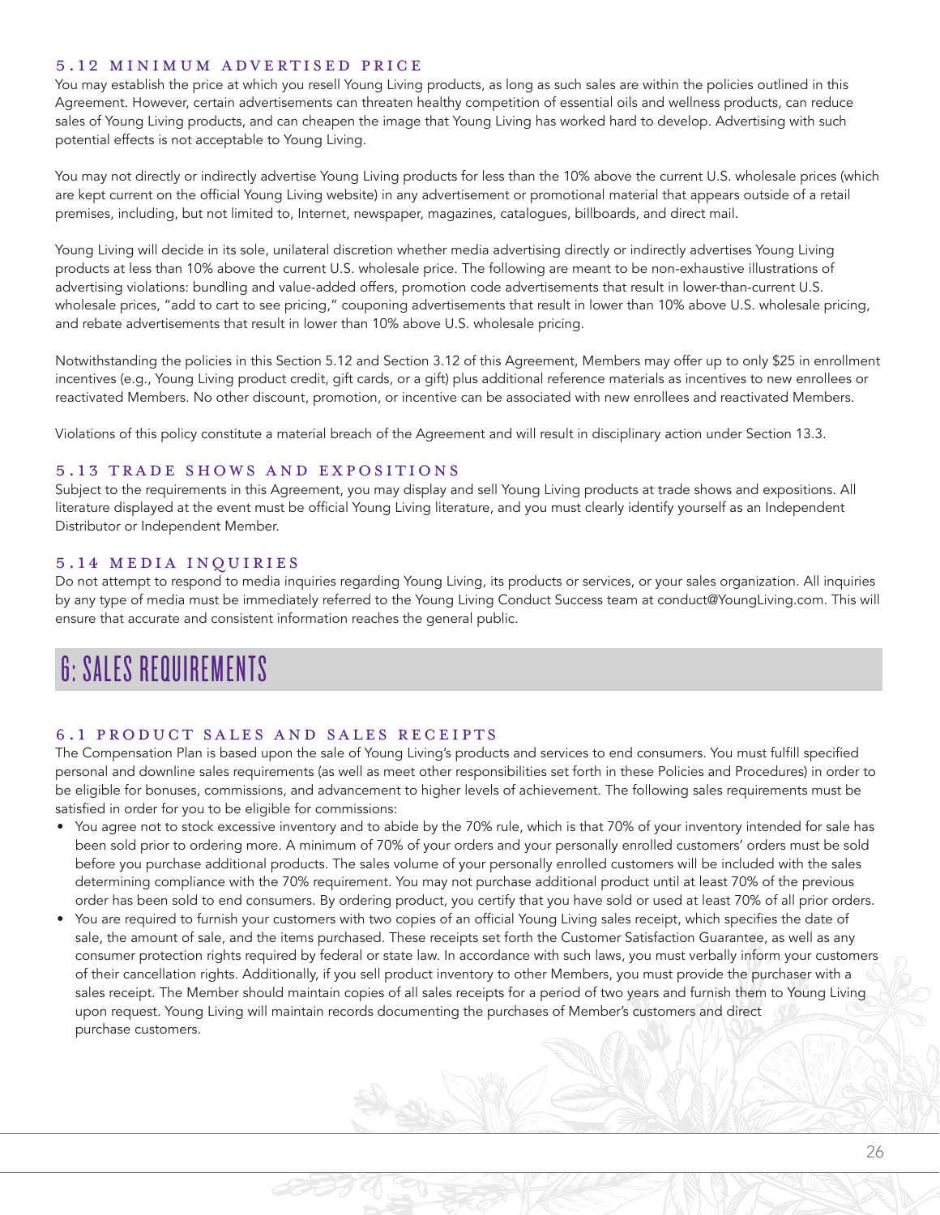### 5.12 MINIMUM ADVERTISED PRICE

You may establish the price at which you resell Young Living products, as long as such sales are within the policies outlined in this Agreement. However, certain advertisements can threaten healthy competition of essential oils and wellness products, can reduce sales of Young Living products, and can cheapen the image that Young Living has worked hard to develop. Advertising with such potential effects is not acceptable to Young Living.

You may not directly or indirectly advertise Young Living products for less than the 10% above the current U.S. wholesale prices (which are kept current on the official Young Living website) in any advertisement or promotional material that appears outside of a retail premises, including, but not limited to, Internet, newspaper, magazines, catalogues, billboards, and direct mail.

Young Living will decide in its sole, unilateral discretion whether media advertising directly or indirectly advertises Young Living products at less than 10% above the current U.S. wholesale price. The following are meant to be non-exhaustive illustrations of advertising violations: bundling and value-added offers, promotion code advertisements that result in lower-than-current U.S. wholesale prices, "add to cart to see pricing," couponing advertisements that result in lower than 10% above U.S. wholesale pricing, and rebate advertisements that result in lower than 10% above U.S. wholesale pricing.

Notwithstanding the policies in this Section 5.12 and Section 3.12 of this Agreement, Members may offer up to only $25 in enrollment incentives (e.g., Young Living product credit, gift cards, or a gift) plus additional reference materials as incentives to new enrollees or reactivated Members. No other discount, promotion, or incentive can be associated with new enrollees and reactivated Members.

Violations of this policy constitute a material breach of the Agreement and will result in disciplinary action under Section 13.3.

### 5.13 TRADE SHOWS AND EXPOSITIONS

Subject to the requirements in this Agreement, you may display and sell Young Living products at trade shows and expositions. All literature displayed at the event must be official Young Living literature, and you must clearly identify yourself as an Independent Distributor or Independent Member.

### 5.14 MEDIA INQUIRIES

Do not attempt to respond to media inquiries regarding Young Living, its products or services, or your sales organization. All inquiries by any type of media must be immediately referred to the Young Living Conduct Success team at conduct@YoungLiving.com. This will ensure that accurate and consistent information reaches the general public.

## 6: SALES REQUIREMENTS

### 6.1 PRODUCT SALES AND SALES RECEIPTS

The Compensation Plan is based upon the sale of Young Living's products and services to end consumers. You must fulfill specified personal and downline sales requirements (as well as meet other responsibilities set forth in these Policies and Procedures) in order to be eligible for bonuses, commissions, and advancement to higher levels of achievement. The following sales requirements must be satisfied in order for you to be eligible for commissions:

- You agree not to stock excessive inventory and to abide by the 70% rule, which is that 70% of your inventory intended for sale has been sold prior to ordering more. A minimum of 70% of your orders and your personally enrolled customers' orders must be sold before you purchase additional products. The sales volume of your personally enrolled customers will be included with the sales determining compliance with the 70% requirement. You may not purchase additional product until at least 70% of the previous order has been sold to end consumers. By ordering product, you certify that you have sold or used at least 70% of all prior orders.
- You are required to furnish your customers with two copies of an official Young Living sales receipt, which specifies the date of sale, the amount of sale, and the items purchased. These receipts set forth the Customer Satisfaction Guarantee, as well as any consumer protection rights required by federal or state law. In accordance with such laws, you must verbally inform your customers of their cancellation rights. Additionally, if you sell product inventory to other Members, you must provide the purchaser with a sales receipt. The Member should maintain copies of all sales receipts for a period of two years and furnish them to Young Living upon request. Young Living will maintain records documenting the purchases of Member's customers and direct purchase customers.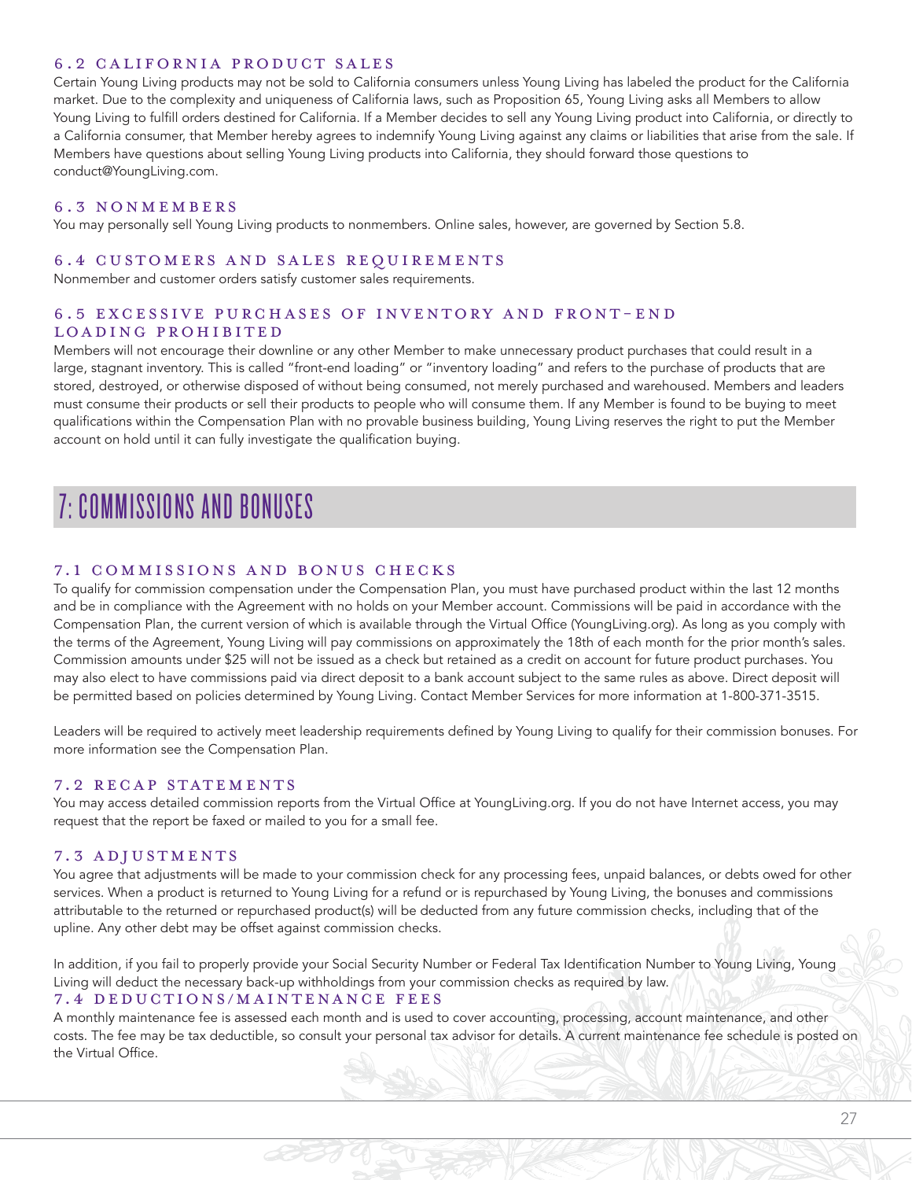### 6.2 CALIFORNIA PRODUCT SALES

Certain Young Living products may not be sold to California consumers unless Young Living has labeled the product for the California market. Due to the complexity and uniqueness of California laws, such as Proposition 65, Young Living asks all Members to allow Young Living to fulfill orders destined for California. If a Member decides to sell any Young Living product into California, or directly to a California consumer, that Member hereby agrees to indemnify Young Living against any claims or liabilities that arise from the sale. If Members have questions about selling Young Living products into California, they should forward those questions to conduct@YoungLiving.com.

### 6.3 NONMEMBERS

You may personally sell Young Living products to nonmembers. Online sales, however, are governed by Section 5.8.

### 6.4 CUSTOMERS AND SALES REQUIREMENTS

Nonmember and customer orders satisfy customer sales requirements.

### 6.5 EXCESSIVE PURCHASES OF INVENTORY AND FRONT-END LOADING PROHIBITED

Members will not encourage their downline or any other Member to make unnecessary product purchases that could result in a large, stagnant inventory. This is called "front-end loading" or "inventory loading" and refers to the purchase of products that are stored, destroyed, or otherwise disposed of without being consumed, not merely purchased and warehoused. Members and leaders must consume their products or sell their products to people who will consume them. If any Member is found to be buying to meet qualifications within the Compensation Plan with no provable business building, Young Living reserves the right to put the Member account on hold until it can fully investigate the qualification buying.

## 7: COMMISSIONS AND BONUSES

### 7.1 COMMISSIONS AND BONUS CHECKS

To qualify for commission compensation under the Compensation Plan, you must have purchased product within the last 12 months and be in compliance with the Agreement with no holds on your Member account. Commissions will be paid in accordance with the Compensation Plan, the current version of which is available through the Virtual Office (YoungLiving.org). As long as you comply with the terms of the Agreement, Young Living will pay commissions on approximately the 18th of each month for the prior month's sales. Commission amounts under $25 will not be issued as a check but retained as a credit on account for future product purchases. You may also elect to have commissions paid via direct deposit to a bank account subject to the same rules as above. Direct deposit will be permitted based on policies determined by Young Living. Contact Member Services for more information at 1-800-371-3515.

Leaders will be required to actively meet leadership requirements defined by Young Living to qualify for their commission bonuses. For more information see the Compensation Plan.

### 7.2 RECAP STATEMENTS

You may access detailed commission reports from the Virtual Office at YoungLiving.org. If you do not have Internet access, you may request that the report be faxed or mailed to you for a small fee.

### 7.3 ADJUSTMENTS

You agree that adjustments will be made to your commission check for any processing fees, unpaid balances, or debts owed for other services. When a product is returned to Young Living for a refund or is repurchased by Young Living, the bonuses and commissions attributable to the returned or repurchased product(s) will be deducted from any future commission checks, including that of the upline. Any other debt may be offset against commission checks.

In addition, if you fail to properly provide your Social Security Number or Federal Tax Identification Number to Young Living, Young Living will deduct the necessary back-up withholdings from your commission checks as required by law.

### 7.4 DEDUCTIONS/MAINTENANCE FEES

A monthly maintenance fee is assessed each month and is used to cover accounting, processing, account maintenance, and other costs. The fee may be tax deductible, so consult your personal tax advisor for details. A current maintenance fee schedule is posted on the Virtual Office.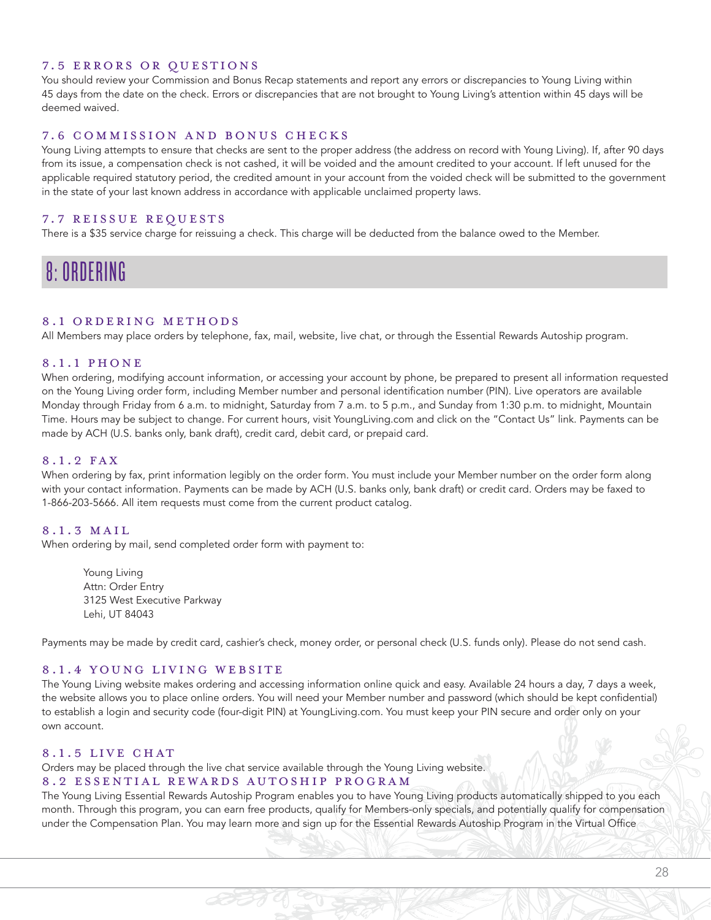### 7.5 ERRORS OR QUESTIONS

You should review your Commission and Bonus Recap statements and report any errors or discrepancies to Young Living within 45 days from the date on the check. Errors or discrepancies that are not brought to Young Living's attention within 45 days will be deemed waived.

### 7.6 COMMISSION AND BONUS CHECKS

Young Living attempts to ensure that checks are sent to the proper address (the address on record with Young Living). If, after 90 days from its issue, a compensation check is not cashed, it will be voided and the amount credited to your account. If left unused for the applicable required statutory period, the credited amount in your account from the voided check will be submitted to the government in the state of your last known address in accordance with applicable unclaimed property laws.

### 7.7 REISSUE REQUESTS

There is a $35 service charge for reissuing a check. This charge will be deducted from the balance owed to the Member.

## 8: ORDERING

### 8.1 ORDERING METHODS

All Members may place orders by telephone, fax, mail, website, live chat, or through the Essential Rewards Autoship program.

### 8.1.1 PHONE

When ordering, modifying account information, or accessing your account by phone, be prepared to present all information requested on the Young Living order form, including Member number and personal identification number (PIN). Live operators are available Monday through Friday from 6 a.m. to midnight, Saturday from 7 a.m. to 5 p.m., and Sunday from 1:30 p.m. to midnight, Mountain Time. Hours may be subject to change. For current hours, visit YoungLiving.com and click on the "Contact Us" link. Payments can be made by ACH (U.S. banks only, bank draft), credit card, debit card, or prepaid card.

### 8.1.2 FAX

When ordering by fax, print information legibly on the order form. You must include your Member number on the order form along with your contact information. Payments can be made by ACH (U.S. banks only, bank draft) or credit card. Orders may be faxed to 1-866-203-5666. All item requests must come from the current product catalog.

### 8.1.3 MAIL

When ordering by mail, send completed order form with payment to:

> Young Living
> Attn: Order Entry
> 3125 West Executive Parkway
> Lehi, UT 84043

Payments may be made by credit card, cashier's check, money order, or personal check (U.S. funds only). Please do not send cash.

### 8.1.4 YOUNG LIVING WEBSITE

The Young Living website makes ordering and accessing information online quick and easy. Available 24 hours a day, 7 days a week, the website allows you to place online orders. You will need your Member number and password (which should be kept confidential) to establish a login and security code (four-digit PIN) at YoungLiving.com. You must keep your PIN secure and order only on your own account.

### 8.1.5 LIVE CHAT

Orders may be placed through the live chat service available through the Young Living website.

### 8.2 ESSENTIAL REWARDS AUTOSHIP PROGRAM

The Young Living Essential Rewards Autoship Program enables you to have Young Living products automatically shipped to you each month. Through this program, you can earn free products, qualify for Members-only specials, and potentially qualify for compensation under the Compensation Plan. You may learn more and sign up for the Essential Rewards Autoship Program in the Virtual Office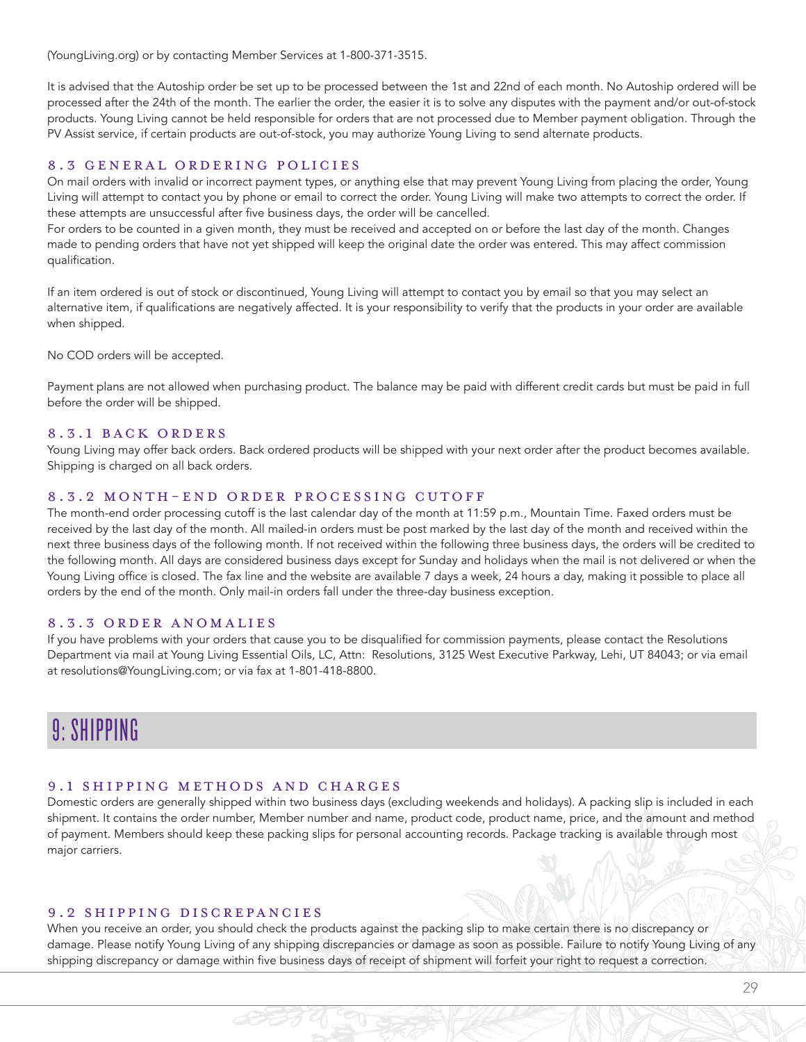(YoungLiving.org) or by contacting Member Services at 1-800-371-3515.

It is advised that the Autoship order be set up to be processed between the 1st and 22nd of each month. No Autoship ordered will be processed after the 24th of the month. The earlier the order, the easier it is to solve any disputes with the payment and/or out-of-stock products. Young Living cannot be held responsible for orders that are not processed due to Member payment obligation. Through the PV Assist service, if certain products are out-of-stock, you may authorize Young Living to send alternate products.

### 8.3 GENERAL ORDERING POLICIES

On mail orders with invalid or incorrect payment types, or anything else that may prevent Young Living from placing the order, Young Living will attempt to contact you by phone or email to correct the order. Young Living will make two attempts to correct the order. If these attempts are unsuccessful after five business days, the order will be cancelled.

For orders to be counted in a given month, they must be received and accepted on or before the last day of the month. Changes made to pending orders that have not yet shipped will keep the original date the order was entered. This may affect commission qualification.

If an item ordered is out of stock or discontinued, Young Living will attempt to contact you by email so that you may select an alternative item, if qualifications are negatively affected. It is your responsibility to verify that the products in your order are available when shipped.

No COD orders will be accepted.

Payment plans are not allowed when purchasing product. The balance may be paid with different credit cards but must be paid in full before the order will be shipped.

### 8.3.1 BACK ORDERS

Young Living may offer back orders. Back ordered products will be shipped with your next order after the product becomes available. Shipping is charged on all back orders.

### 8.3.2 MONTH-END ORDER PROCESSING CUTOFF

The month-end order processing cutoff is the last calendar day of the month at 11:59 p.m., Mountain Time. Faxed orders must be received by the last day of the month. All mailed-in orders must be post marked by the last day of the month and received within the next three business days of the following month. If not received within the following three business days, the orders will be credited to the following month. All days are considered business days except for Sunday and holidays when the mail is not delivered or when the Young Living office is closed. The fax line and the website are available 7 days a week, 24 hours a day, making it possible to place all orders by the end of the month. Only mail-in orders fall under the three-day business exception.

### 8.3.3 ORDER ANOMALIES

If you have problems with your orders that cause you to be disqualified for commission payments, please contact the Resolutions Department via mail at Young Living Essential Oils, LC, Attn: Resolutions, 3125 West Executive Parkway, Lehi, UT 84043; or via email at resolutions@YoungLiving.com; or via fax at 1-801-418-8800.

## 9: SHIPPING

### 9.1 SHIPPING METHODS AND CHARGES

Domestic orders are generally shipped within two business days (excluding weekends and holidays). A packing slip is included in each shipment. It contains the order number, Member number and name, product code, product name, price, and the amount and method of payment. Members should keep these packing slips for personal accounting records. Package tracking is available through most major carriers.

### 9.2 SHIPPING DISCREPANCIES

When you receive an order, you should check the products against the packing slip to make certain there is no discrepancy or damage. Please notify Young Living of any shipping discrepancies or damage as soon as possible. Failure to notify Young Living of any shipping discrepancy or damage within five business days of receipt of shipment will forfeit your right to request a correction.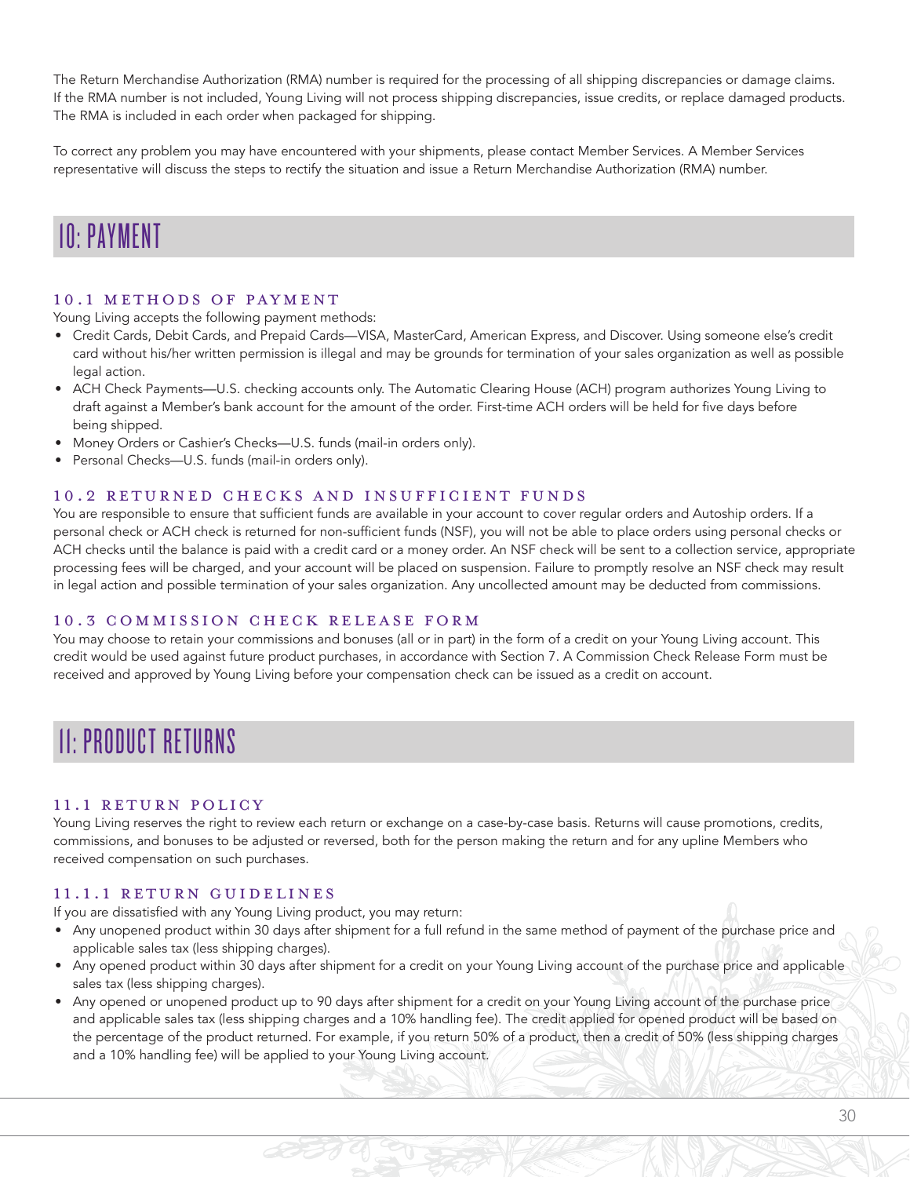The Return Merchandise Authorization (RMA) number is required for the processing of all shipping discrepancies or damage claims. If the RMA number is not included, Young Living will not process shipping discrepancies, issue credits, or replace damaged products. The RMA is included in each order when packaged for shipping.

To correct any problem you may have encountered with your shipments, please contact Member Services. A Member Services representative will discuss the steps to rectify the situation and issue a Return Merchandise Authorization (RMA) number.

# 10: PAYMENT

### 10.1 METHODS OF PAYMENT

Young Living accepts the following payment methods:

- Credit Cards, Debit Cards, and Prepaid Cards—VISA, MasterCard, American Express, and Discover. Using someone else's credit card without his/her written permission is illegal and may be grounds for termination of your sales organization as well as possible legal action.
- ACH Check Payments—U.S. checking accounts only. The Automatic Clearing House (ACH) program authorizes Young Living to draft against a Member's bank account for the amount of the order. First-time ACH orders will be held for five days before being shipped.
- Money Orders or Cashier's Checks—U.S. funds (mail-in orders only).
- Personal Checks—U.S. funds (mail-in orders only).

### 10.2 RETURNED CHECKS AND INSUFFICIENT FUNDS

You are responsible to ensure that sufficient funds are available in your account to cover regular orders and Autoship orders. If a personal check or ACH check is returned for non-sufficient funds (NSF), you will not be able to place orders using personal checks or ACH checks until the balance is paid with a credit card or a money order. An NSF check will be sent to a collection service, appropriate processing fees will be charged, and your account will be placed on suspension. Failure to promptly resolve an NSF check may result in legal action and possible termination of your sales organization. Any uncollected amount may be deducted from commissions.

### 10.3 COMMISSION CHECK RELEASE FORM

You may choose to retain your commissions and bonuses (all or in part) in the form of a credit on your Young Living account. This credit would be used against future product purchases, in accordance with Section 7. A Commission Check Release Form must be received and approved by Young Living before your compensation check can be issued as a credit on account.

# 11: PRODUCT RETURNS

### 11.1 RETURN POLICY

Young Living reserves the right to review each return or exchange on a case-by-case basis. Returns will cause promotions, credits, commissions, and bonuses to be adjusted or reversed, both for the person making the return and for any upline Members who received compensation on such purchases.

### 11.1.1 RETURN GUIDELINES

If you are dissatisfied with any Young Living product, you may return:

- Any unopened product within 30 days after shipment for a full refund in the same method of payment of the purchase price and applicable sales tax (less shipping charges).
- Any opened product within 30 days after shipment for a credit on your Young Living account of the purchase price and applicable sales tax (less shipping charges).
- Any opened or unopened product up to 90 days after shipment for a credit on your Young Living account of the purchase price and applicable sales tax (less shipping charges and a 10% handling fee). The credit applied for opened product will be based on the percentage of the product returned. For example, if you return 50% of a product, then a credit of 50% (less shipping charges and a 10% handling fee) will be applied to your Young Living account.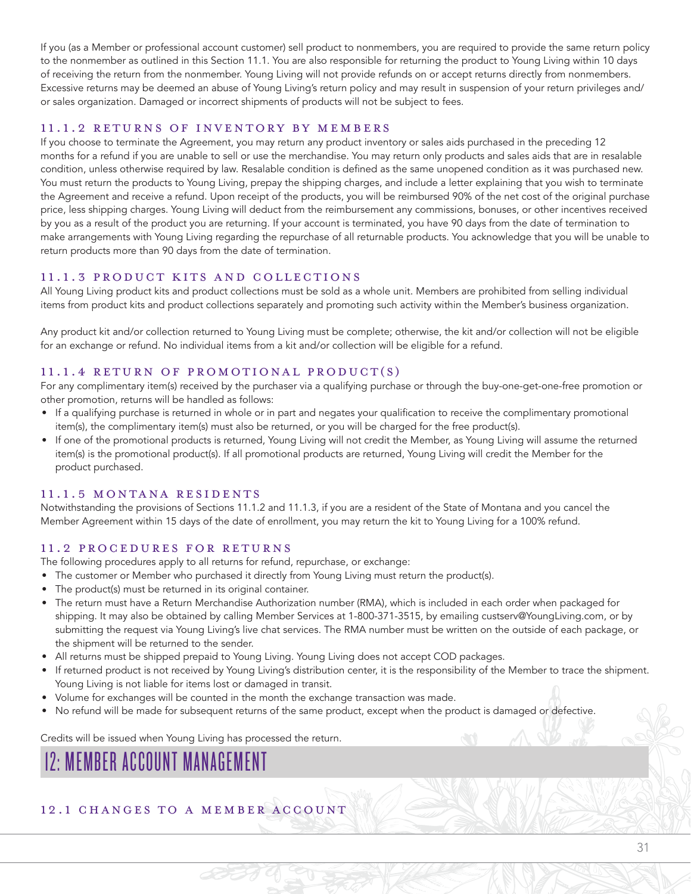If you (as a Member or professional account customer) sell product to nonmembers, you are required to provide the same return policy to the nonmember as outlined in this Section 11.1. You are also responsible for returning the product to Young Living within 10 days of receiving the return from the nonmember. Young Living will not provide refunds on or accept returns directly from nonmembers. Excessive returns may be deemed an abuse of Young Living's return policy and may result in suspension of your return privileges and/or sales organization. Damaged or incorrect shipments of products will not be subject to fees.

### 11.1.2 RETURNS OF INVENTORY BY MEMBERS

If you choose to terminate the Agreement, you may return any product inventory or sales aids purchased in the preceding 12 months for a refund if you are unable to sell or use the merchandise. You may return only products and sales aids that are in resalable condition, unless otherwise required by law. Resalable condition is defined as the same unopened condition as it was purchased new. You must return the products to Young Living, prepay the shipping charges, and include a letter explaining that you wish to terminate the Agreement and receive a refund. Upon receipt of the products, you will be reimbursed 90% of the net cost of the original purchase price, less shipping charges. Young Living will deduct from the reimbursement any commissions, bonuses, or other incentives received by you as a result of the product you are returning. If your account is terminated, you have 90 days from the date of termination to make arrangements with Young Living regarding the repurchase of all returnable products. You acknowledge that you will be unable to return products more than 90 days from the date of termination.

### 11.1.3 PRODUCT KITS AND COLLECTIONS

All Young Living product kits and product collections must be sold as a whole unit. Members are prohibited from selling individual items from product kits and product collections separately and promoting such activity within the Member's business organization.

Any product kit and/or collection returned to Young Living must be complete; otherwise, the kit and/or collection will not be eligible for an exchange or refund. No individual items from a kit and/or collection will be eligible for a refund.

### 11.1.4 RETURN OF PROMOTIONAL PRODUCT(S)

For any complimentary item(s) received by the purchaser via a qualifying purchase or through the buy-one-get-one-free promotion or other promotion, returns will be handled as follows:

- If a qualifying purchase is returned in whole or in part and negates your qualification to receive the complimentary promotional item(s), the complimentary item(s) must also be returned, or you will be charged for the free product(s).
- If one of the promotional products is returned, Young Living will not credit the Member, as Young Living will assume the returned item(s) is the promotional product(s). If all promotional products are returned, Young Living will credit the Member for the product purchased.

### 11.1.5 MONTANA RESIDENTS

Notwithstanding the provisions of Sections 11.1.2 and 11.1.3, if you are a resident of the State of Montana and you cancel the Member Agreement within 15 days of the date of enrollment, you may return the kit to Young Living for a 100% refund.

### 11.2 PROCEDURES FOR RETURNS

The following procedures apply to all returns for refund, repurchase, or exchange:

- The customer or Member who purchased it directly from Young Living must return the product(s).
- The product(s) must be returned in its original container.
- The return must have a Return Merchandise Authorization number (RMA), which is included in each order when packaged for shipping. It may also be obtained by calling Member Services at 1-800-371-3515, by emailing custserv@YoungLiving.com, or by submitting the request via Young Living's live chat services. The RMA number must be written on the outside of each package, or the shipment will be returned to the sender.
- All returns must be shipped prepaid to Young Living. Young Living does not accept COD packages.
- If returned product is not received by Young Living's distribution center, it is the responsibility of the Member to trace the shipment. Young Living is not liable for items lost or damaged in transit.
- Volume for exchanges will be counted in the month the exchange transaction was made.
- No refund will be made for subsequent returns of the same product, except when the product is damaged or defective.

Credits will be issued when Young Living has processed the return.

# 12: MEMBER ACCOUNT MANAGEMENT

### 12.1 CHANGES TO A MEMBER ACCOUNT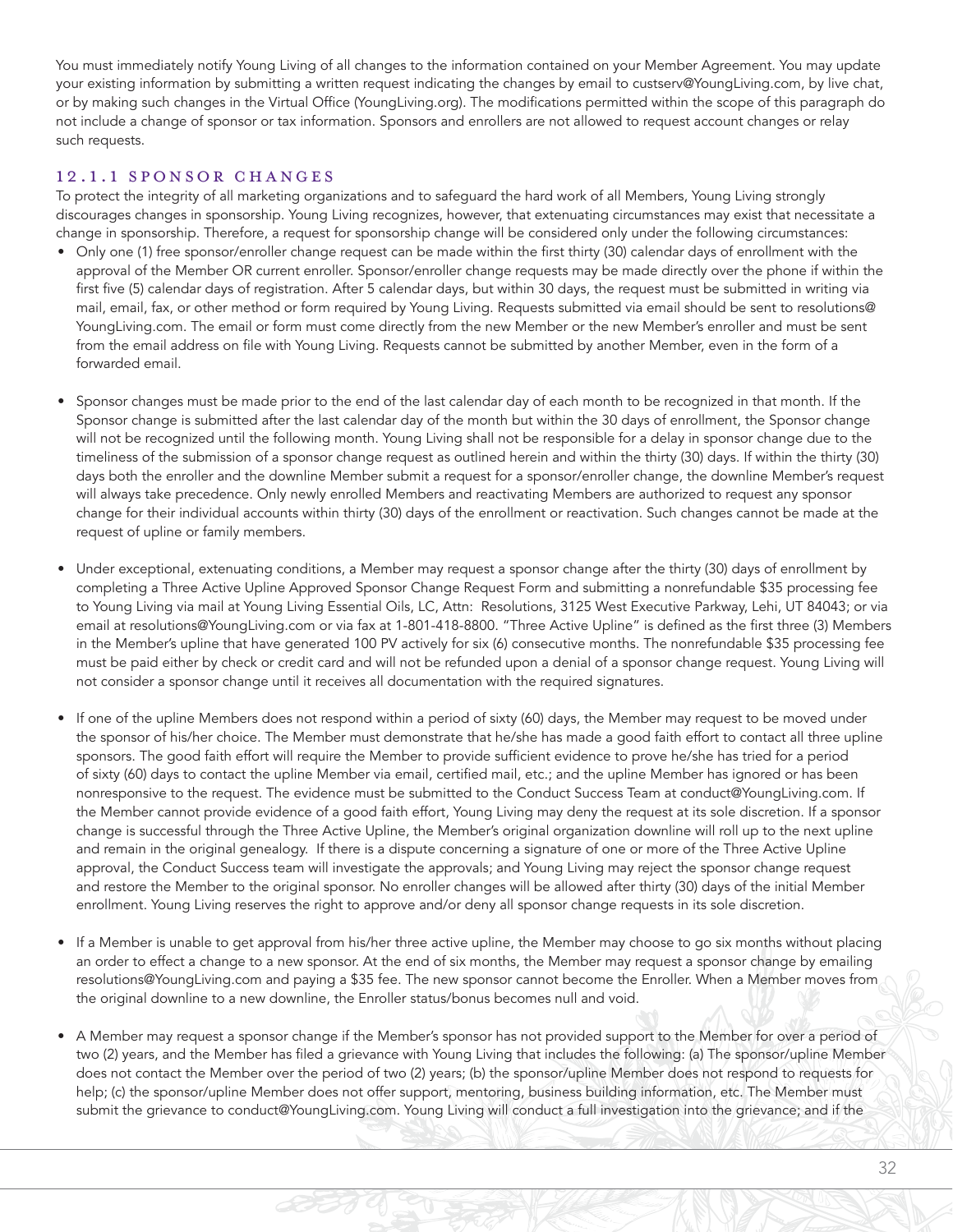You must immediately notify Young Living of all changes to the information contained on your Member Agreement. You may update your existing information by submitting a written request indicating the changes by email to custserv@YoungLiving.com, by live chat, or by making such changes in the Virtual Office (YoungLiving.org). The modifications permitted within the scope of this paragraph do not include a change of sponsor or tax information. Sponsors and enrollers are not allowed to request account changes or relay such requests.

### 12.1.1 SPONSOR CHANGES

To protect the integrity of all marketing organizations and to safeguard the hard work of all Members, Young Living strongly discourages changes in sponsorship. Young Living recognizes, however, that extenuating circumstances may exist that necessitate a change in sponsorship. Therefore, a request for sponsorship change will be considered only under the following circumstances:

- Only one (1) free sponsor/enroller change request can be made within the first thirty (30) calendar days of enrollment with the approval of the Member OR current enroller. Sponsor/enroller change requests may be made directly over the phone if within the first five (5) calendar days of registration. After 5 calendar days, but within 30 days, the request must be submitted in writing via mail, email, fax, or other method or form required by Young Living. Requests submitted via email should be sent to resolutions@YoungLiving.com. The email or form must come directly from the new Member or the new Member's enroller and must be sent from the email address on file with Young Living. Requests cannot be submitted by another Member, even in the form of a forwarded email.

- Sponsor changes must be made prior to the end of the last calendar day of each month to be recognized in that month. If the Sponsor change is submitted after the last calendar day of the month but within the 30 days of enrollment, the Sponsor change will not be recognized until the following month. Young Living shall not be responsible for a delay in sponsor change due to the timeliness of the submission of a sponsor change request as outlined herein and within the thirty (30) days. If within the thirty (30) days both the enroller and the downline Member submit a request for a sponsor/enroller change, the downline Member's request will always take precedence. Only newly enrolled Members and reactivating Members are authorized to request any sponsor change for their individual accounts within thirty (30) days of the enrollment or reactivation. Such changes cannot be made at the request of upline or family members.

- Under exceptional, extenuating conditions, a Member may request a sponsor change after the thirty (30) days of enrollment by completing a Three Active Upline Approved Sponsor Change Request Form and submitting a nonrefundable $35 processing fee to Young Living via mail at Young Living Essential Oils, LC, Attn: Resolutions, 3125 West Executive Parkway, Lehi, UT 84043; or via email at resolutions@YoungLiving.com or via fax at 1-801-418-8800. "Three Active Upline" is defined as the first three (3) Members in the Member's upline that have generated 100 PV actively for six (6) consecutive months. The nonrefundable $35 processing fee must be paid either by check or credit card and will not be refunded upon a denial of a sponsor change request. Young Living will not consider a sponsor change until it receives all documentation with the required signatures.

- If one of the upline Members does not respond within a period of sixty (60) days, the Member may request to be moved under the sponsor of his/her choice. The Member must demonstrate that he/she has made a good faith effort to contact all three upline sponsors. The good faith effort will require the Member to provide sufficient evidence to prove he/she has tried for a period of sixty (60) days to contact the upline Member via email, certified mail, etc.; and the upline Member has ignored or has been nonresponsive to the request. The evidence must be submitted to the Conduct Success Team at conduct@YoungLiving.com. If the Member cannot provide evidence of a good faith effort, Young Living may deny the request at its sole discretion. If a sponsor change is successful through the Three Active Upline, the Member's original organization downline will roll up to the next upline and remain in the original genealogy. If there is a dispute concerning a signature of one or more of the Three Active Upline approval, the Conduct Success team will investigate the approvals; and Young Living may reject the sponsor change request and restore the Member to the original sponsor. No enroller changes will be allowed after thirty (30) days of the initial Member enrollment. Young Living reserves the right to approve and/or deny all sponsor change requests in its sole discretion.

- If a Member is unable to get approval from his/her three active upline, the Member may choose to go six months without placing an order to effect a change to a new sponsor. At the end of six months, the Member may request a sponsor change by emailing resolutions@YoungLiving.com and paying a $35 fee. The new sponsor cannot become the Enroller. When a Member moves from the original downline to a new downline, the Enroller status/bonus becomes null and void.

- A Member may request a sponsor change if the Member's sponsor has not provided support to the Member for over a period of two (2) years, and the Member has filed a grievance with Young Living that includes the following: (a) The sponsor/upline Member does not contact the Member over the period of two (2) years; (b) the sponsor/upline Member does not respond to requests for help; (c) the sponsor/upline Member does not offer support, mentoring, business building information, etc. The Member must submit the grievance to conduct@YoungLiving.com. Young Living will conduct a full investigation into the grievance; and if the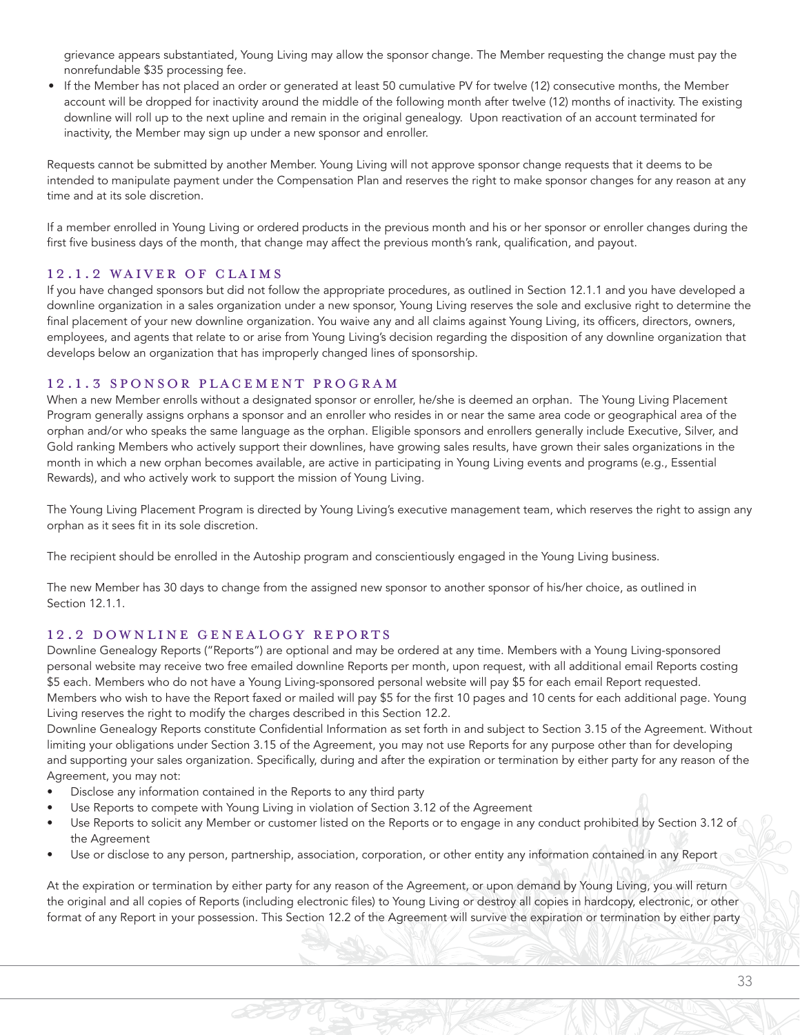grievance appears substantiated, Young Living may allow the sponsor change. The Member requesting the change must pay the nonrefundable $35 processing fee.

- If the Member has not placed an order or generated at least 50 cumulative PV for twelve (12) consecutive months, the Member account will be dropped for inactivity around the middle of the following month after twelve (12) months of inactivity. The existing downline will roll up to the next upline and remain in the original genealogy. Upon reactivation of an account terminated for inactivity, the Member may sign up under a new sponsor and enroller.

Requests cannot be submitted by another Member. Young Living will not approve sponsor change requests that it deems to be intended to manipulate payment under the Compensation Plan and reserves the right to make sponsor changes for any reason at any time and at its sole discretion.

If a member enrolled in Young Living or ordered products in the previous month and his or her sponsor or enroller changes during the first five business days of the month, that change may affect the previous month's rank, qualification, and payout.

### 12.1.2 WAIVER OF CLAIMS

If you have changed sponsors but did not follow the appropriate procedures, as outlined in Section 12.1.1 and you have developed a downline organization in a sales organization under a new sponsor, Young Living reserves the sole and exclusive right to determine the final placement of your new downline organization. You waive any and all claims against Young Living, its officers, directors, owners, employees, and agents that relate to or arise from Young Living's decision regarding the disposition of any downline organization that develops below an organization that has improperly changed lines of sponsorship.

### 12.1.3 SPONSOR PLACEMENT PROGRAM

When a new Member enrolls without a designated sponsor or enroller, he/she is deemed an orphan. The Young Living Placement Program generally assigns orphans a sponsor and an enroller who resides in or near the same area code or geographical area of the orphan and/or who speaks the same language as the orphan. Eligible sponsors and enrollers generally include Executive, Silver, and Gold ranking Members who actively support their downlines, have growing sales results, have grown their sales organizations in the month in which a new orphan becomes available, are active in participating in Young Living events and programs (e.g., Essential Rewards), and who actively work to support the mission of Young Living.

The Young Living Placement Program is directed by Young Living's executive management team, which reserves the right to assign any orphan as it sees fit in its sole discretion.

The recipient should be enrolled in the Autoship program and conscientiously engaged in the Young Living business.

The new Member has 30 days to change from the assigned new sponsor to another sponsor of his/her choice, as outlined in Section 12.1.1.

## 12.2 DOWNLINE GENEALOGY REPORTS

Downline Genealogy Reports ("Reports") are optional and may be ordered at any time. Members with a Young Living-sponsored personal website may receive two free emailed downline Reports per month, upon request, with all additional email Reports costing $5 each. Members who do not have a Young Living-sponsored personal website will pay $5 for each email Report requested. Members who wish to have the Report faxed or mailed will pay $5 for the first 10 pages and 10 cents for each additional page. Young Living reserves the right to modify the charges described in this Section 12.2.

Downline Genealogy Reports constitute Confidential Information as set forth in and subject to Section 3.15 of the Agreement. Without limiting your obligations under Section 3.15 of the Agreement, you may not use Reports for any purpose other than for developing and supporting your sales organization. Specifically, during and after the expiration or termination by either party for any reason of the Agreement, you may not:

- Disclose any information contained in the Reports to any third party
- Use Reports to compete with Young Living in violation of Section 3.12 of the Agreement
- Use Reports to solicit any Member or customer listed on the Reports or to engage in any conduct prohibited by Section 3.12 of the Agreement
- Use or disclose to any person, partnership, association, corporation, or other entity any information contained in any Report

At the expiration or termination by either party for any reason of the Agreement, or upon demand by Young Living, you will return the original and all copies of Reports (including electronic files) to Young Living or destroy all copies in hardcopy, electronic, or other format of any Report in your possession. This Section 12.2 of the Agreement will survive the expiration or termination by either party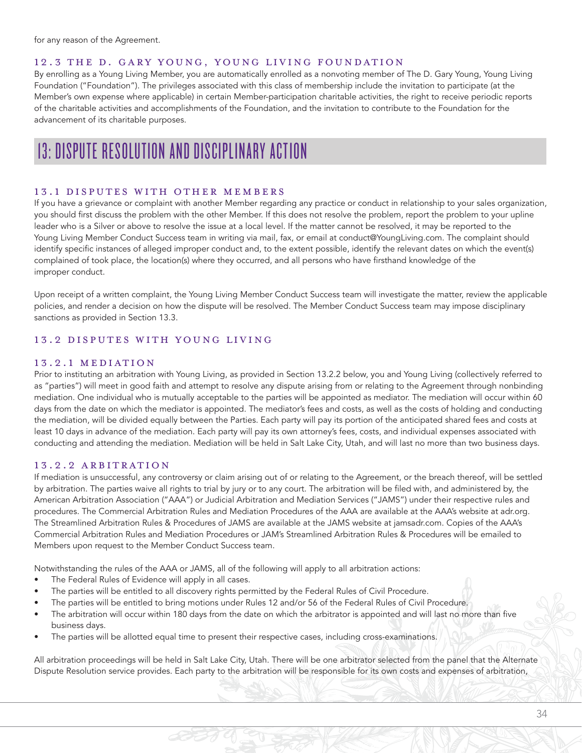for any reason of the Agreement.

### 12.3 THE D. GARY YOUNG, YOUNG LIVING FOUNDATION

By enrolling as a Young Living Member, you are automatically enrolled as a nonvoting member of The D. Gary Young, Young Living Foundation ("Foundation"). The privileges associated with this class of membership include the invitation to participate (at the Member's own expense where applicable) in certain Member-participation charitable activities, the right to receive periodic reports of the charitable activities and accomplishments of the Foundation, and the invitation to contribute to the Foundation for the advancement of its charitable purposes.

## 13: DISPUTE RESOLUTION AND DISCIPLINARY ACTION

### 13.1 DISPUTES WITH OTHER MEMBERS

If you have a grievance or complaint with another Member regarding any practice or conduct in relationship to your sales organization, you should first discuss the problem with the other Member. If this does not resolve the problem, report the problem to your upline leader who is a Silver or above to resolve the issue at a local level. If the matter cannot be resolved, it may be reported to the Young Living Member Conduct Success team in writing via mail, fax, or email at conduct@YoungLiving.com. The complaint should identify specific instances of alleged improper conduct and, to the extent possible, identify the relevant dates on which the event(s) complained of took place, the location(s) where they occurred, and all persons who have firsthand knowledge of the improper conduct.

Upon receipt of a written complaint, the Young Living Member Conduct Success team will investigate the matter, review the applicable policies, and render a decision on how the dispute will be resolved. The Member Conduct Success team may impose disciplinary sanctions as provided in Section 13.3.

### 13.2 DISPUTES WITH YOUNG LIVING

### 13.2.1 MEDIATION

Prior to instituting an arbitration with Young Living, as provided in Section 13.2.2 below, you and Young Living (collectively referred to as "parties") will meet in good faith and attempt to resolve any dispute arising from or relating to the Agreement through nonbinding mediation. One individual who is mutually acceptable to the parties will be appointed as mediator. The mediation will occur within 60 days from the date on which the mediator is appointed. The mediator's fees and costs, as well as the costs of holding and conducting the mediation, will be divided equally between the Parties. Each party will pay its portion of the anticipated shared fees and costs at least 10 days in advance of the mediation. Each party will pay its own attorney's fees, costs, and individual expenses associated with conducting and attending the mediation. Mediation will be held in Salt Lake City, Utah, and will last no more than two business days.

### 13.2.2 ARBITRATION

If mediation is unsuccessful, any controversy or claim arising out of or relating to the Agreement, or the breach thereof, will be settled by arbitration. The parties waive all rights to trial by jury or to any court. The arbitration will be filed with, and administered by, the American Arbitration Association ("AAA") or Judicial Arbitration and Mediation Services ("JAMS") under their respective rules and procedures. The Commercial Arbitration Rules and Mediation Procedures of the AAA are available at the AAA's website at adr.org. The Streamlined Arbitration Rules & Procedures of JAMS are available at the JAMS website at jamsadr.com. Copies of the AAA's Commercial Arbitration Rules and Mediation Procedures or JAM's Streamlined Arbitration Rules & Procedures will be emailed to Members upon request to the Member Conduct Success team.

Notwithstanding the rules of the AAA or JAMS, all of the following will apply to all arbitration actions:

- The Federal Rules of Evidence will apply in all cases.
- The parties will be entitled to all discovery rights permitted by the Federal Rules of Civil Procedure.
- The parties will be entitled to bring motions under Rules 12 and/or 56 of the Federal Rules of Civil Procedure.
- The arbitration will occur within 180 days from the date on which the arbitrator is appointed and will last no more than five business days.
- The parties will be allotted equal time to present their respective cases, including cross-examinations.

All arbitration proceedings will be held in Salt Lake City, Utah. There will be one arbitrator selected from the panel that the Alternate Dispute Resolution service provides. Each party to the arbitration will be responsible for its own costs and expenses of arbitration,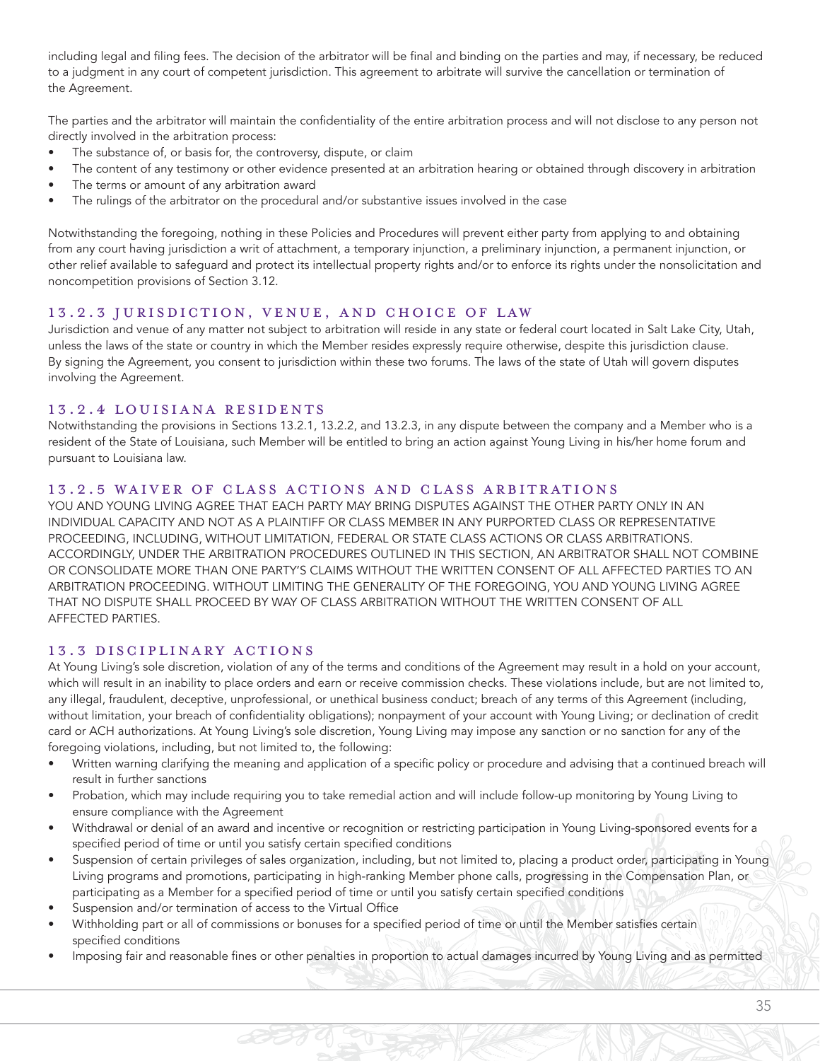including legal and filing fees. The decision of the arbitrator will be final and binding on the parties and may, if necessary, be reduced to a judgment in any court of competent jurisdiction. This agreement to arbitrate will survive the cancellation or termination of the Agreement.

The parties and the arbitrator will maintain the confidentiality of the entire arbitration process and will not disclose to any person not directly involved in the arbitration process:

- The substance of, or basis for, the controversy, dispute, or claim
- The content of any testimony or other evidence presented at an arbitration hearing or obtained through discovery in arbitration
- The terms or amount of any arbitration award
- The rulings of the arbitrator on the procedural and/or substantive issues involved in the case

Notwithstanding the foregoing, nothing in these Policies and Procedures will prevent either party from applying to and obtaining from any court having jurisdiction a writ of attachment, a temporary injunction, a preliminary injunction, a permanent injunction, or other relief available to safeguard and protect its intellectual property rights and/or to enforce its rights under the nonsolicitation and noncompetition provisions of Section 3.12.

### 13.2.3 JURISDICTION, VENUE, AND CHOICE OF LAW

Jurisdiction and venue of any matter not subject to arbitration will reside in any state or federal court located in Salt Lake City, Utah, unless the laws of the state or country in which the Member resides expressly require otherwise, despite this jurisdiction clause. By signing the Agreement, you consent to jurisdiction within these two forums. The laws of the state of Utah will govern disputes involving the Agreement.

### 13.2.4 LOUISIANA RESIDENTS

Notwithstanding the provisions in Sections 13.2.1, 13.2.2, and 13.2.3, in any dispute between the company and a Member who is a resident of the State of Louisiana, such Member will be entitled to bring an action against Young Living in his/her home forum and pursuant to Louisiana law.

### 13.2.5 WAIVER OF CLASS ACTIONS AND CLASS ARBITRATIONS

YOU AND YOUNG LIVING AGREE THAT EACH PARTY MAY BRING DISPUTES AGAINST THE OTHER PARTY ONLY IN AN INDIVIDUAL CAPACITY AND NOT AS A PLAINTIFF OR CLASS MEMBER IN ANY PURPORTED CLASS OR REPRESENTATIVE PROCEEDING, INCLUDING, WITHOUT LIMITATION, FEDERAL OR STATE CLASS ACTIONS OR CLASS ARBITRATIONS. ACCORDINGLY, UNDER THE ARBITRATION PROCEDURES OUTLINED IN THIS SECTION, AN ARBITRATOR SHALL NOT COMBINE OR CONSOLIDATE MORE THAN ONE PARTY'S CLAIMS WITHOUT THE WRITTEN CONSENT OF ALL AFFECTED PARTIES TO AN ARBITRATION PROCEEDING. WITHOUT LIMITING THE GENERALITY OF THE FOREGOING, YOU AND YOUNG LIVING AGREE THAT NO DISPUTE SHALL PROCEED BY WAY OF CLASS ARBITRATION WITHOUT THE WRITTEN CONSENT OF ALL AFFECTED PARTIES.

## 13.3 DISCIPLINARY ACTIONS

At Young Living's sole discretion, violation of any of the terms and conditions of the Agreement may result in a hold on your account, which will result in an inability to place orders and earn or receive commission checks. These violations include, but are not limited to, any illegal, fraudulent, deceptive, unprofessional, or unethical business conduct; breach of any terms of this Agreement (including, without limitation, your breach of confidentiality obligations); nonpayment of your account with Young Living; or declination of credit card or ACH authorizations. At Young Living's sole discretion, Young Living may impose any sanction or no sanction for any of the foregoing violations, including, but not limited to, the following:

- Written warning clarifying the meaning and application of a specific policy or procedure and advising that a continued breach will result in further sanctions
- Probation, which may include requiring you to take remedial action and will include follow-up monitoring by Young Living to ensure compliance with the Agreement
- Withdrawal or denial of an award and incentive or recognition or restricting participation in Young Living-sponsored events for a specified period of time or until you satisfy certain specified conditions
- Suspension of certain privileges of sales organization, including, but not limited to, placing a product order, participating in Young Living programs and promotions, participating in high-ranking Member phone calls, progressing in the Compensation Plan, or participating as a Member for a specified period of time or until you satisfy certain specified conditions
- Suspension and/or termination of access to the Virtual Office
- Withholding part or all of commissions or bonuses for a specified period of time or until the Member satisfies certain specified conditions
- Imposing fair and reasonable fines or other penalties in proportion to actual damages incurred by Young Living and as permitted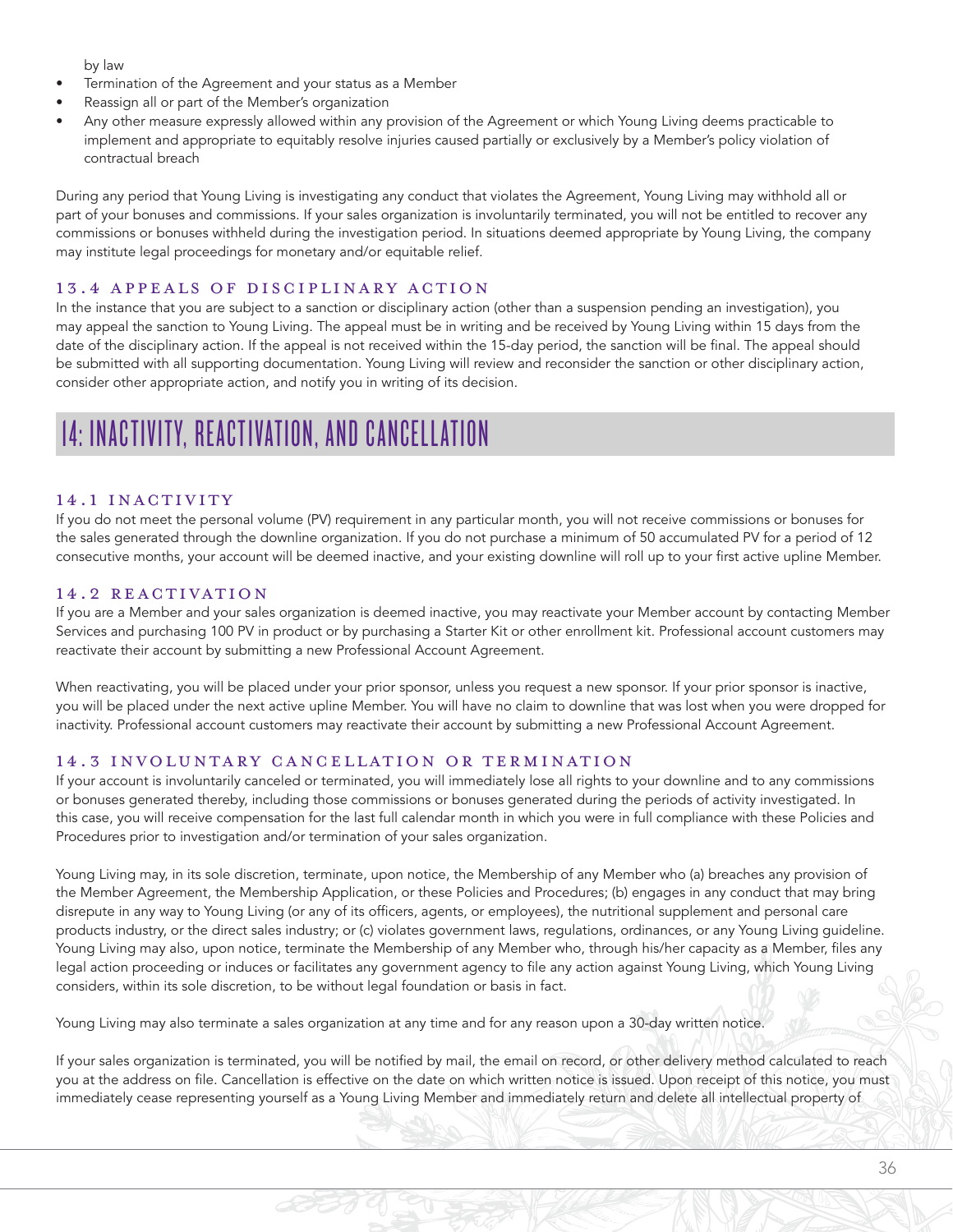by law

- Termination of the Agreement and your status as a Member
- Reassign all or part of the Member's organization
- Any other measure expressly allowed within any provision of the Agreement or which Young Living deems practicable to implement and appropriate to equitably resolve injuries caused partially or exclusively by a Member's policy violation of contractual breach

During any period that Young Living is investigating any conduct that violates the Agreement, Young Living may withhold all or part of your bonuses and commissions. If your sales organization is involuntarily terminated, you will not be entitled to recover any commissions or bonuses withheld during the investigation period. In situations deemed appropriate by Young Living, the company may institute legal proceedings for monetary and/or equitable relief.

### 13.4 APPEALS OF DISCIPLINARY ACTION

In the instance that you are subject to a sanction or disciplinary action (other than a suspension pending an investigation), you may appeal the sanction to Young Living. The appeal must be in writing and be received by Young Living within 15 days from the date of the disciplinary action. If the appeal is not received within the 15-day period, the sanction will be final. The appeal should be submitted with all supporting documentation. Young Living will review and reconsider the sanction or other disciplinary action, consider other appropriate action, and notify you in writing of its decision.

## 14: INACTIVITY, REACTIVATION, AND CANCELLATION

### 14.1 INACTIVITY

If you do not meet the personal volume (PV) requirement in any particular month, you will not receive commissions or bonuses for the sales generated through the downline organization. If you do not purchase a minimum of 50 accumulated PV for a period of 12 consecutive months, your account will be deemed inactive, and your existing downline will roll up to your first active upline Member.

### 14.2 REACTIVATION

If you are a Member and your sales organization is deemed inactive, you may reactivate your Member account by contacting Member Services and purchasing 100 PV in product or by purchasing a Starter Kit or other enrollment kit. Professional account customers may reactivate their account by submitting a new Professional Account Agreement.

When reactivating, you will be placed under your prior sponsor, unless you request a new sponsor. If your prior sponsor is inactive, you will be placed under the next active upline Member. You will have no claim to downline that was lost when you were dropped for inactivity. Professional account customers may reactivate their account by submitting a new Professional Account Agreement.

### 14.3 INVOLUNTARY CANCELLATION OR TERMINATION

If your account is involuntarily canceled or terminated, you will immediately lose all rights to your downline and to any commissions or bonuses generated thereby, including those commissions or bonuses generated during the periods of activity investigated. In this case, you will receive compensation for the last full calendar month in which you were in full compliance with these Policies and Procedures prior to investigation and/or termination of your sales organization.

Young Living may, in its sole discretion, terminate, upon notice, the Membership of any Member who (a) breaches any provision of the Member Agreement, the Membership Application, or these Policies and Procedures; (b) engages in any conduct that may bring disrepute in any way to Young Living (or any of its officers, agents, or employees), the nutritional supplement and personal care products industry, or the direct sales industry; or (c) violates government laws, regulations, ordinances, or any Young Living guideline. Young Living may also, upon notice, terminate the Membership of any Member who, through his/her capacity as a Member, files any legal action proceeding or induces or facilitates any government agency to file any action against Young Living, which Young Living considers, within its sole discretion, to be without legal foundation or basis in fact.

Young Living may also terminate a sales organization at any time and for any reason upon a 30-day written notice.

If your sales organization is terminated, you will be notified by mail, the email on record, or other delivery method calculated to reach you at the address on file. Cancellation is effective on the date on which written notice is issued. Upon receipt of this notice, you must immediately cease representing yourself as a Young Living Member and immediately return and delete all intellectual property of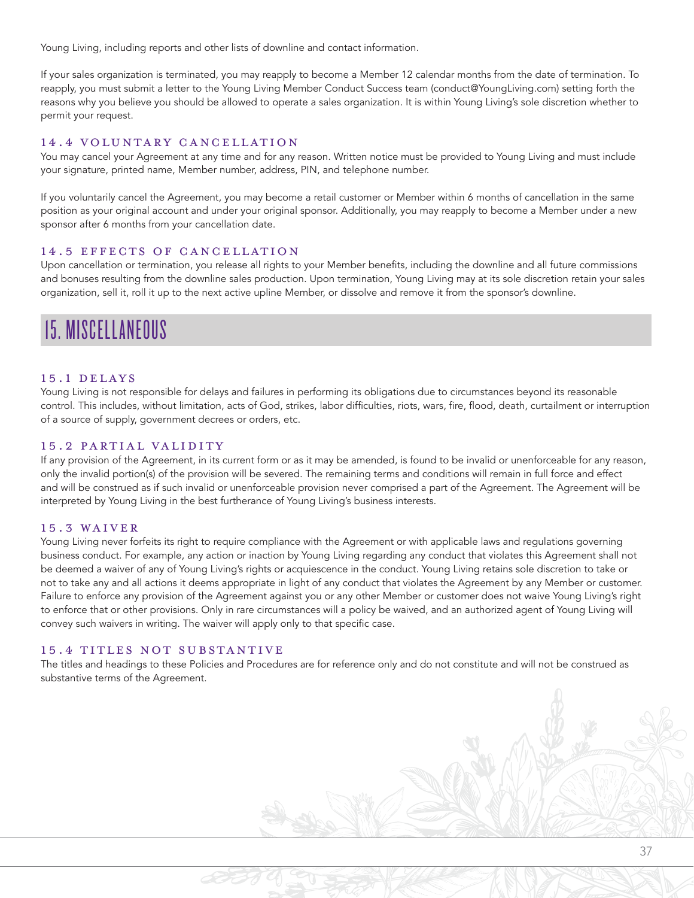Young Living, including reports and other lists of downline and contact information.

If your sales organization is terminated, you may reapply to become a Member 12 calendar months from the date of termination. To reapply, you must submit a letter to the Young Living Member Conduct Success team (conduct@YoungLiving.com) setting forth the reasons why you believe you should be allowed to operate a sales organization. It is within Young Living's sole discretion whether to permit your request.

### 14.4 VOLUNTARY CANCELLATION

You may cancel your Agreement at any time and for any reason. Written notice must be provided to Young Living and must include your signature, printed name, Member number, address, PIN, and telephone number.

If you voluntarily cancel the Agreement, you may become a retail customer or Member within 6 months of cancellation in the same position as your original account and under your original sponsor. Additionally, you may reapply to become a Member under a new sponsor after 6 months from your cancellation date.

### 14.5 EFFECTS OF CANCELLATION

Upon cancellation or termination, you release all rights to your Member benefits, including the downline and all future commissions and bonuses resulting from the downline sales production. Upon termination, Young Living may at its sole discretion retain your sales organization, sell it, roll it up to the next active upline Member, or dissolve and remove it from the sponsor's downline.

## 15. MISCELLANEOUS

### 15.1 DELAYS

Young Living is not responsible for delays and failures in performing its obligations due to circumstances beyond its reasonable control. This includes, without limitation, acts of God, strikes, labor difficulties, riots, wars, fire, flood, death, curtailment or interruption of a source of supply, government decrees or orders, etc.

### 15.2 PARTIAL VALIDITY

If any provision of the Agreement, in its current form or as it may be amended, is found to be invalid or unenforceable for any reason, only the invalid portion(s) of the provision will be severed. The remaining terms and conditions will remain in full force and effect and will be construed as if such invalid or unenforceable provision never comprised a part of the Agreement. The Agreement will be interpreted by Young Living in the best furtherance of Young Living's business interests.

### 15.3 WAIVER

Young Living never forfeits its right to require compliance with the Agreement or with applicable laws and regulations governing business conduct. For example, any action or inaction by Young Living regarding any conduct that violates this Agreement shall not be deemed a waiver of any of Young Living's rights or acquiescence in the conduct. Young Living retains sole discretion to take or not to take any and all actions it deems appropriate in light of any conduct that violates the Agreement by any Member or customer. Failure to enforce any provision of the Agreement against you or any other Member or customer does not waive Young Living's right to enforce that or other provisions. Only in rare circumstances will a policy be waived, and an authorized agent of Young Living will convey such waivers in writing. The waiver will apply only to that specific case.

### 15.4 TITLES NOT SUBSTANTIVE

The titles and headings to these Policies and Procedures are for reference only and do not constitute and will not be construed as substantive terms of the Agreement.